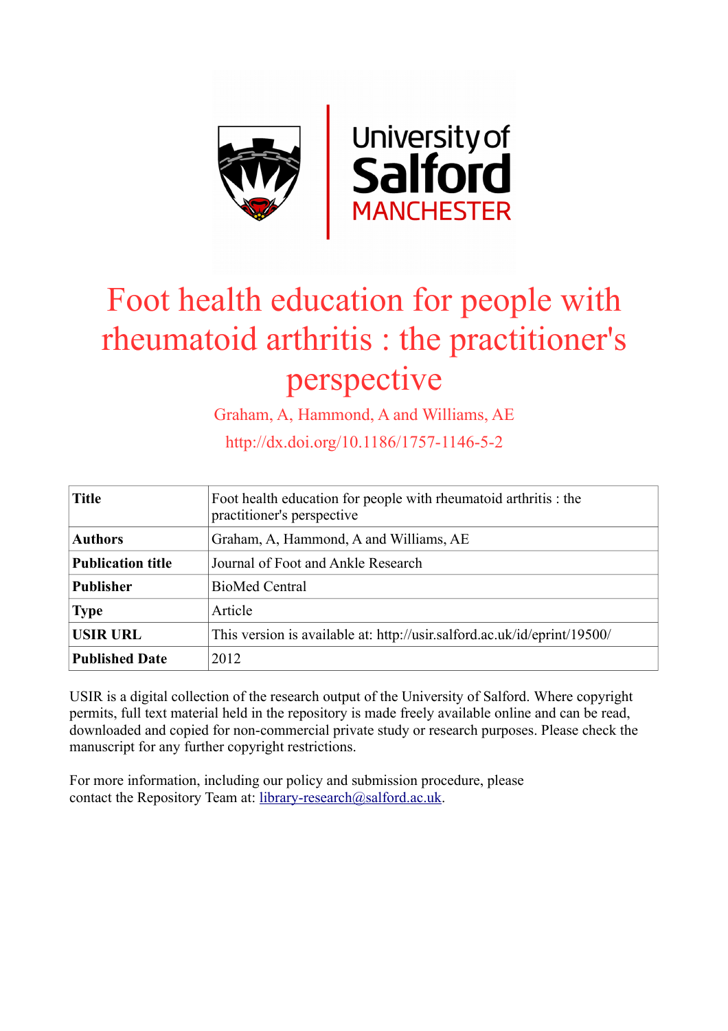# Foot health education for people with rheumatoid arthritis : the practitioner's perspective

Graham, A, Hammond, A and Williams, AE

http://dx.doi.org/10.1186/1757-1146-5-2

| | |
|---|---|
| **Title** | Foot health education for people with rheumatoid arthritis : the practitioner's perspective |
| **Authors** | Graham, A, Hammond, A and Williams, AE |
| **Publication title** | Journal of Foot and Ankle Research |
| **Publisher** | BioMed Central |
| **Type** | Article |
| **USIR URL** | This version is available at: http://usir.salford.ac.uk/id/eprint/19500/ |
| **Published Date** | 2012 |

USIR is a digital collection of the research output of the University of Salford. Where copyright permits, full text material held in the repository is made freely available online and can be read, downloaded and copied for non-commercial private study or research purposes. Please check the manuscript for any further copyright restrictions.

For more information, including our policy and submission procedure, please contact the Repository Team at: library-research@salford.ac.uk.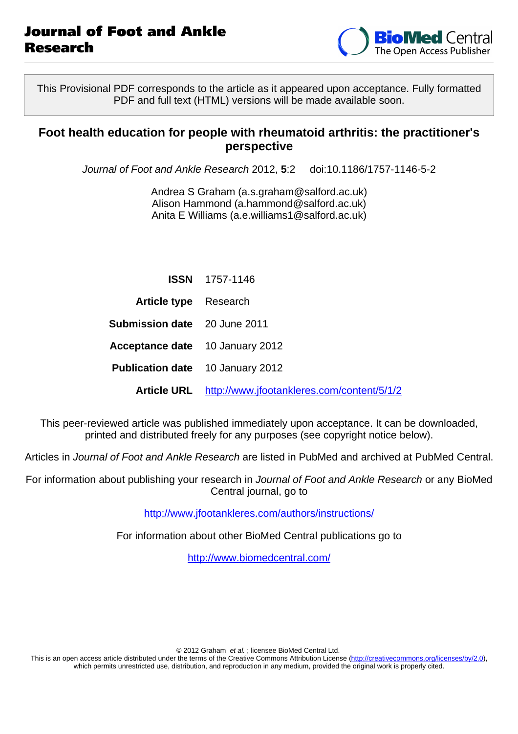Journal of Foot and Ankle Research

BioMed Central
The Open Access Publisher

This Provisional PDF corresponds to the article as it appeared upon acceptance. Fully formatted PDF and full text (HTML) versions will be made available soon.

# Foot health education for people with rheumatoid arthritis: the practitioner's perspective

*Journal of Foot and Ankle Research* 2012, **5**:2 doi:10.1186/1757-1146-5-2

Andrea S Graham (a.s.graham@salford.ac.uk)
Alison Hammond (a.hammond@salford.ac.uk)
Anita E Williams (a.e.williams1@salford.ac.uk)

| | |
|---|---|
| **ISSN** | 1757-1146 |
| **Article type** | Research |
| **Submission date** | 20 June 2011 |
| **Acceptance date** | 10 January 2012 |
| **Publication date** | 10 January 2012 |
| **Article URL** | http://www.jfootankleres.com/content/5/1/2 |

This peer-reviewed article was published immediately upon acceptance. It can be downloaded, printed and distributed freely for any purposes (see copyright notice below).

Articles in *Journal of Foot and Ankle Research* are listed in PubMed and archived at PubMed Central.

For information about publishing your research in *Journal of Foot and Ankle Research* or any BioMed Central journal, go to

http://www.jfootankleres.com/authors/instructions/

For information about other BioMed Central publications go to

http://www.biomedcentral.com/

© 2012 Graham *et al.* ; licensee BioMed Central Ltd.
This is an open access article distributed under the terms of the Creative Commons Attribution License (http://creativecommons.org/licenses/by/2.0), which permits unrestricted use, distribution, and reproduction in any medium, provided the original work is properly cited.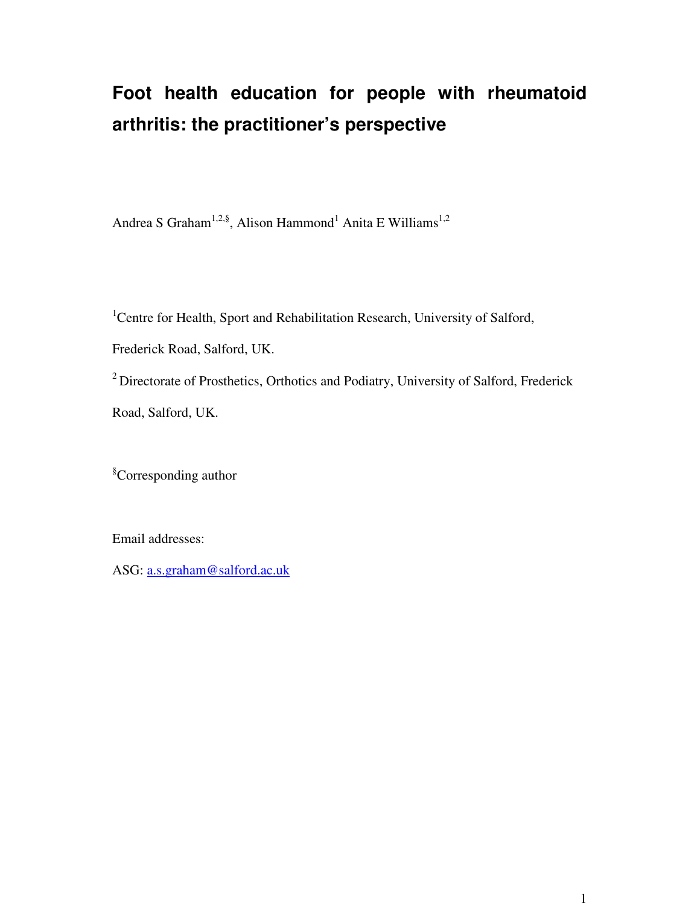# Foot health education for people with rheumatoid arthritis: the practitioner's perspective

Andrea S Graham[1,2,§], Alison Hammond[1] Anita E Williams[1,2]

[1]Centre for Health, Sport and Rehabilitation Research, University of Salford, Frederick Road, Salford, UK.

[2] Directorate of Prosthetics, Orthotics and Podiatry, University of Salford, Frederick Road, Salford, UK.

[§]Corresponding author

Email addresses:

ASG: a.s.graham@salford.ac.uk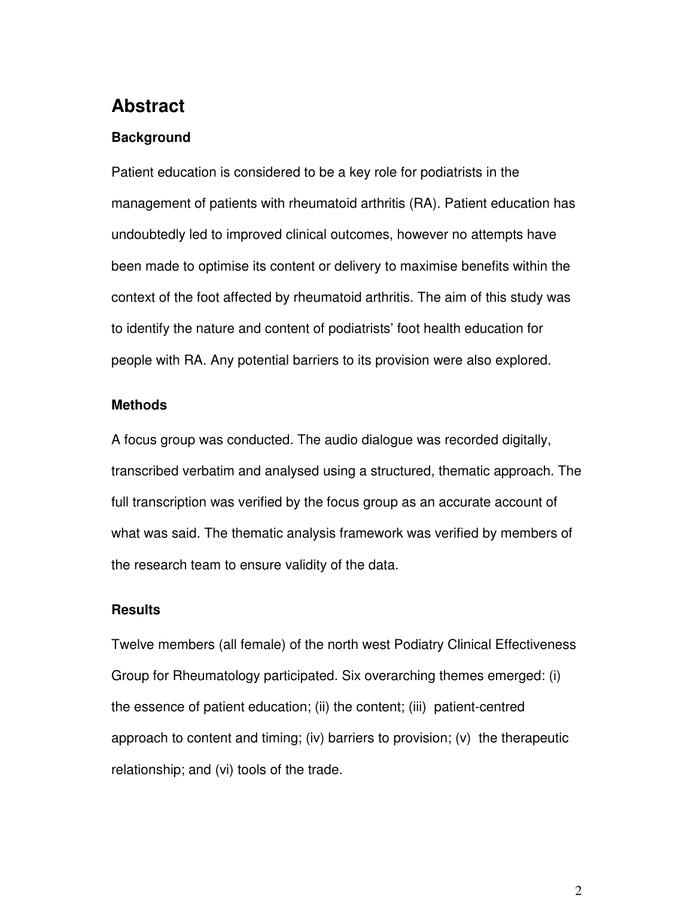# Abstract

### Background

Patient education is considered to be a key role for podiatrists in the management of patients with rheumatoid arthritis (RA). Patient education has undoubtedly led to improved clinical outcomes, however no attempts have been made to optimise its content or delivery to maximise benefits within the context of the foot affected by rheumatoid arthritis. The aim of this study was to identify the nature and content of podiatrists' foot health education for people with RA. Any potential barriers to its provision were also explored.

### Methods

A focus group was conducted. The audio dialogue was recorded digitally, transcribed verbatim and analysed using a structured, thematic approach. The full transcription was verified by the focus group as an accurate account of what was said. The thematic analysis framework was verified by members of the research team to ensure validity of the data.

### Results

Twelve members (all female) of the north west Podiatry Clinical Effectiveness Group for Rheumatology participated. Six overarching themes emerged: (i) the essence of patient education; (ii) the content; (iii) patient-centred approach to content and timing; (iv) barriers to provision; (v) the therapeutic relationship; and (vi) tools of the trade.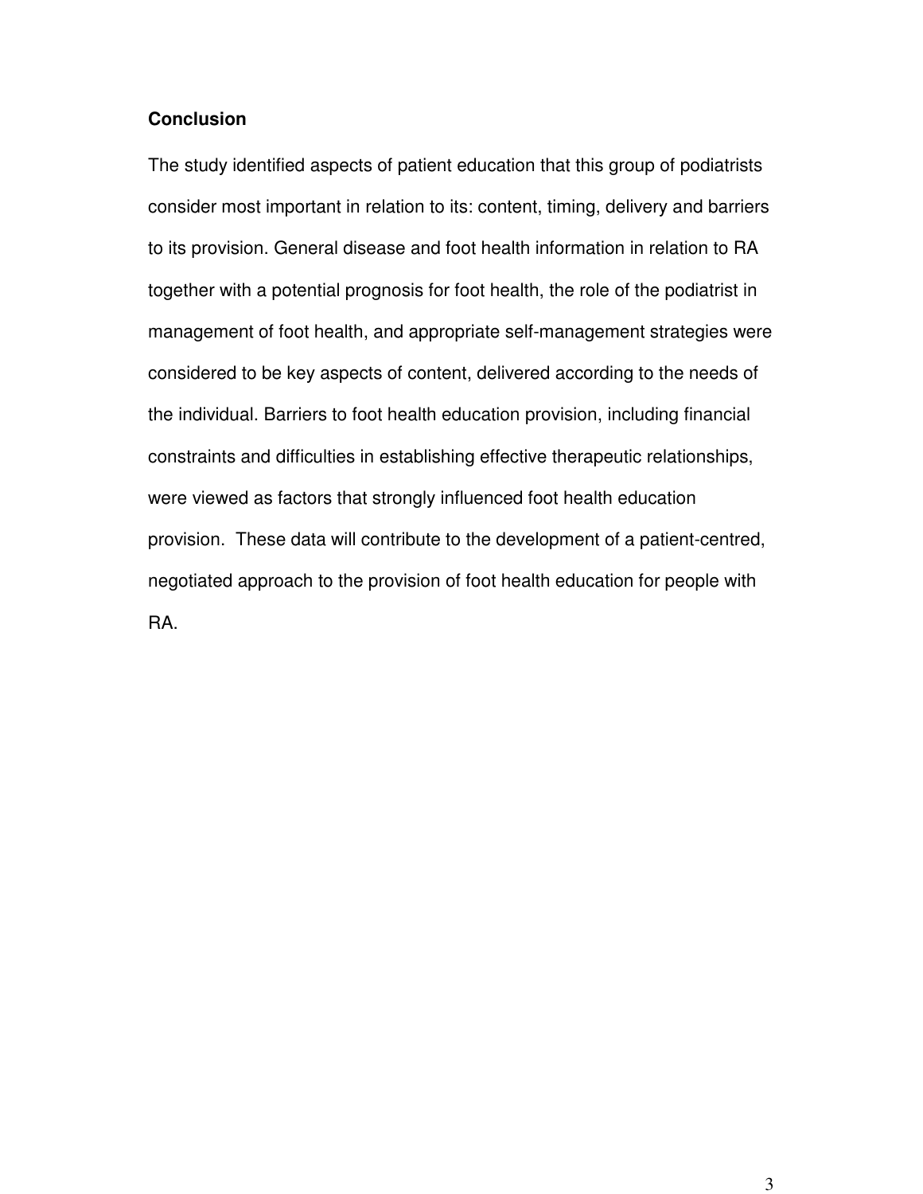**Conclusion**

The study identified aspects of patient education that this group of podiatrists consider most important in relation to its: content, timing, delivery and barriers to its provision. General disease and foot health information in relation to RA together with a potential prognosis for foot health, the role of the podiatrist in management of foot health, and appropriate self-management strategies were considered to be key aspects of content, delivered according to the needs of the individual. Barriers to foot health education provision, including financial constraints and difficulties in establishing effective therapeutic relationships, were viewed as factors that strongly influenced foot health education provision. These data will contribute to the development of a patient-centred, negotiated approach to the provision of foot health education for people with RA.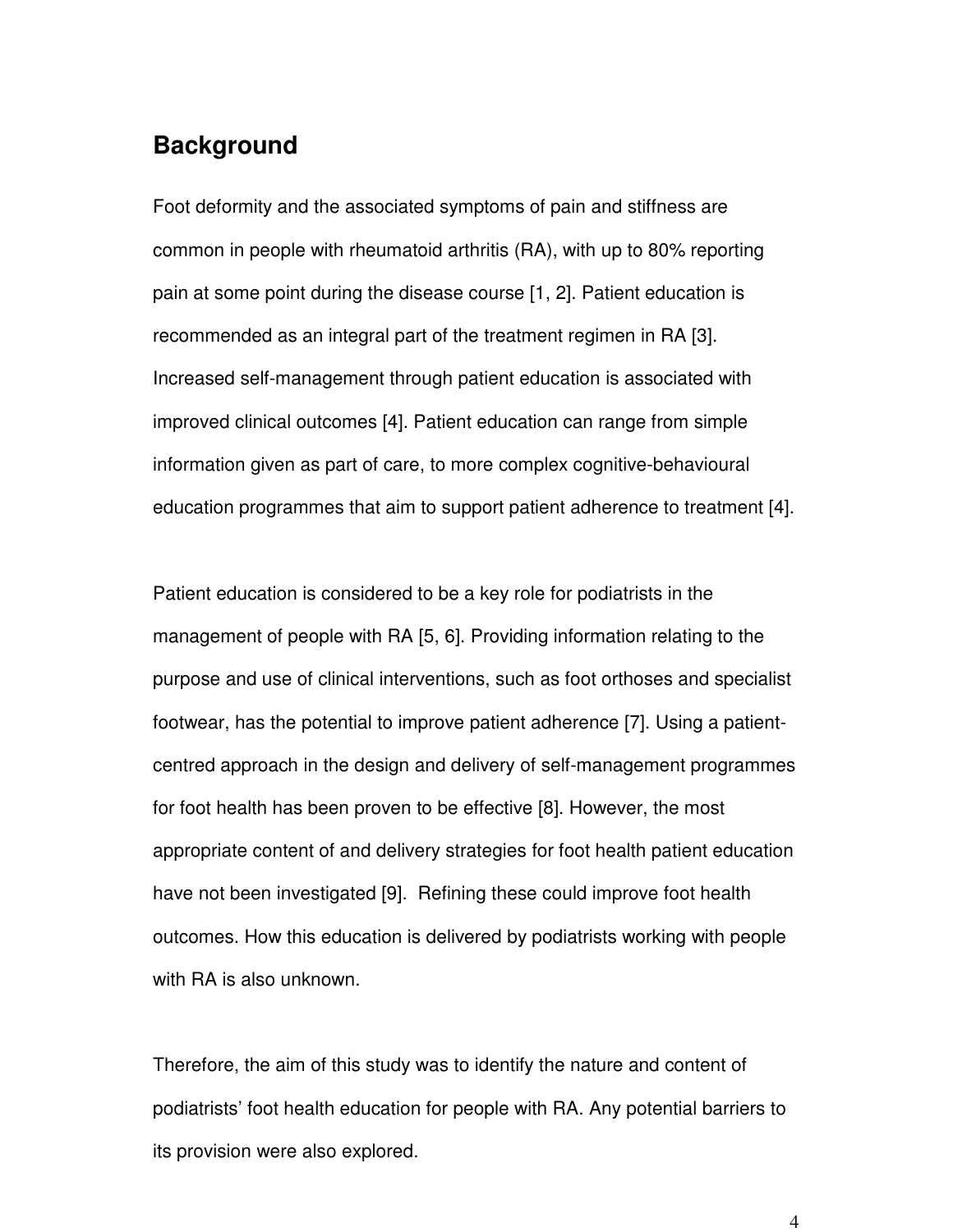## Background

Foot deformity and the associated symptoms of pain and stiffness are common in people with rheumatoid arthritis (RA), with up to 80% reporting pain at some point during the disease course [1, 2]. Patient education is recommended as an integral part of the treatment regimen in RA [3]. Increased self-management through patient education is associated with improved clinical outcomes [4]. Patient education can range from simple information given as part of care, to more complex cognitive-behavioural education programmes that aim to support patient adherence to treatment [4].

Patient education is considered to be a key role for podiatrists in the management of people with RA [5, 6]. Providing information relating to the purpose and use of clinical interventions, such as foot orthoses and specialist footwear, has the potential to improve patient adherence [7]. Using a patient-centred approach in the design and delivery of self-management programmes for foot health has been proven to be effective [8]. However, the most appropriate content of and delivery strategies for foot health patient education have not been investigated [9]. Refining these could improve foot health outcomes. How this education is delivered by podiatrists working with people with RA is also unknown.

Therefore, the aim of this study was to identify the nature and content of podiatrists' foot health education for people with RA. Any potential barriers to its provision were also explored.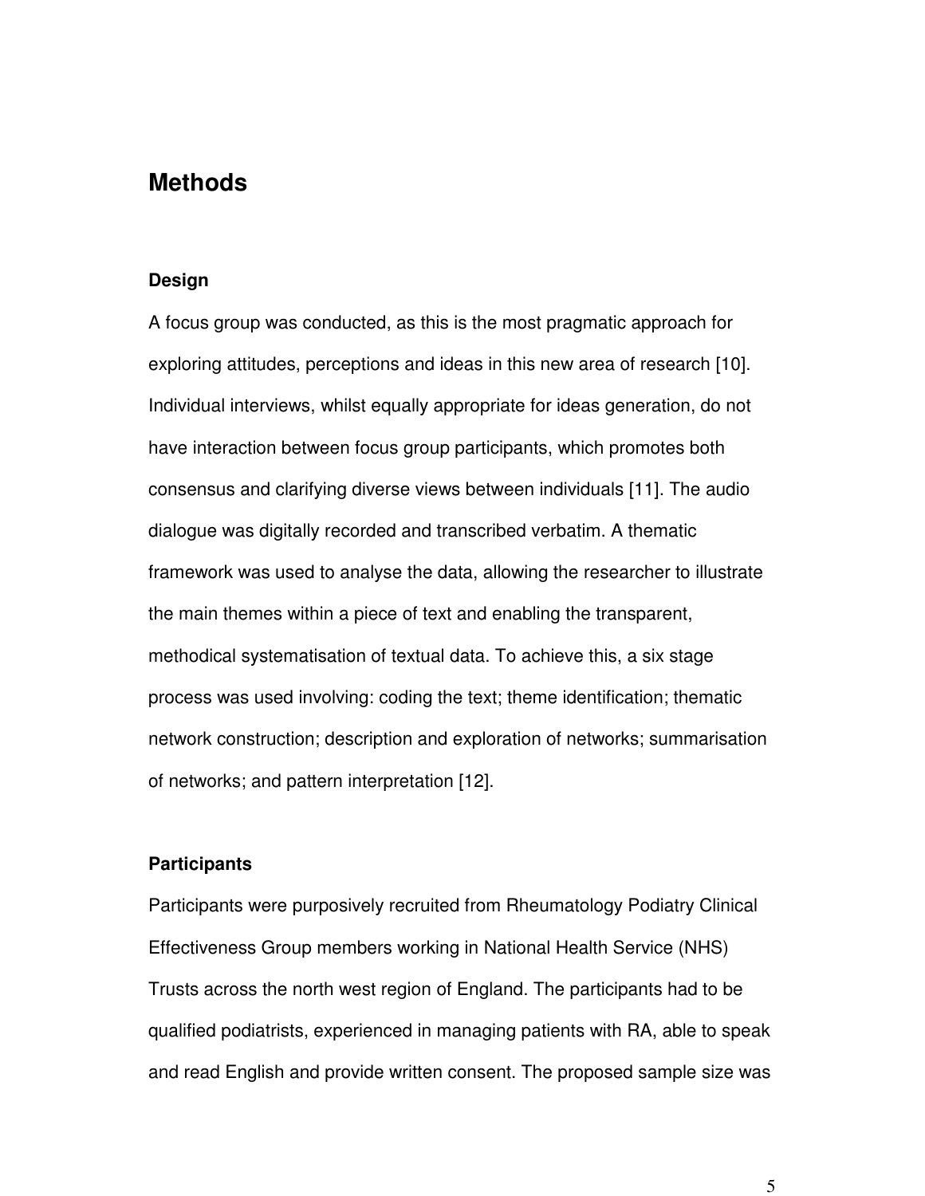## Methods

### Design

A focus group was conducted, as this is the most pragmatic approach for exploring attitudes, perceptions and ideas in this new area of research [10]. Individual interviews, whilst equally appropriate for ideas generation, do not have interaction between focus group participants, which promotes both consensus and clarifying diverse views between individuals [11]. The audio dialogue was digitally recorded and transcribed verbatim. A thematic framework was used to analyse the data, allowing the researcher to illustrate the main themes within a piece of text and enabling the transparent, methodical systematisation of textual data. To achieve this, a six stage process was used involving: coding the text; theme identification; thematic network construction; description and exploration of networks; summarisation of networks; and pattern interpretation [12].

### Participants

Participants were purposively recruited from Rheumatology Podiatry Clinical Effectiveness Group members working in National Health Service (NHS) Trusts across the north west region of England. The participants had to be qualified podiatrists, experienced in managing patients with RA, able to speak and read English and provide written consent. The proposed sample size was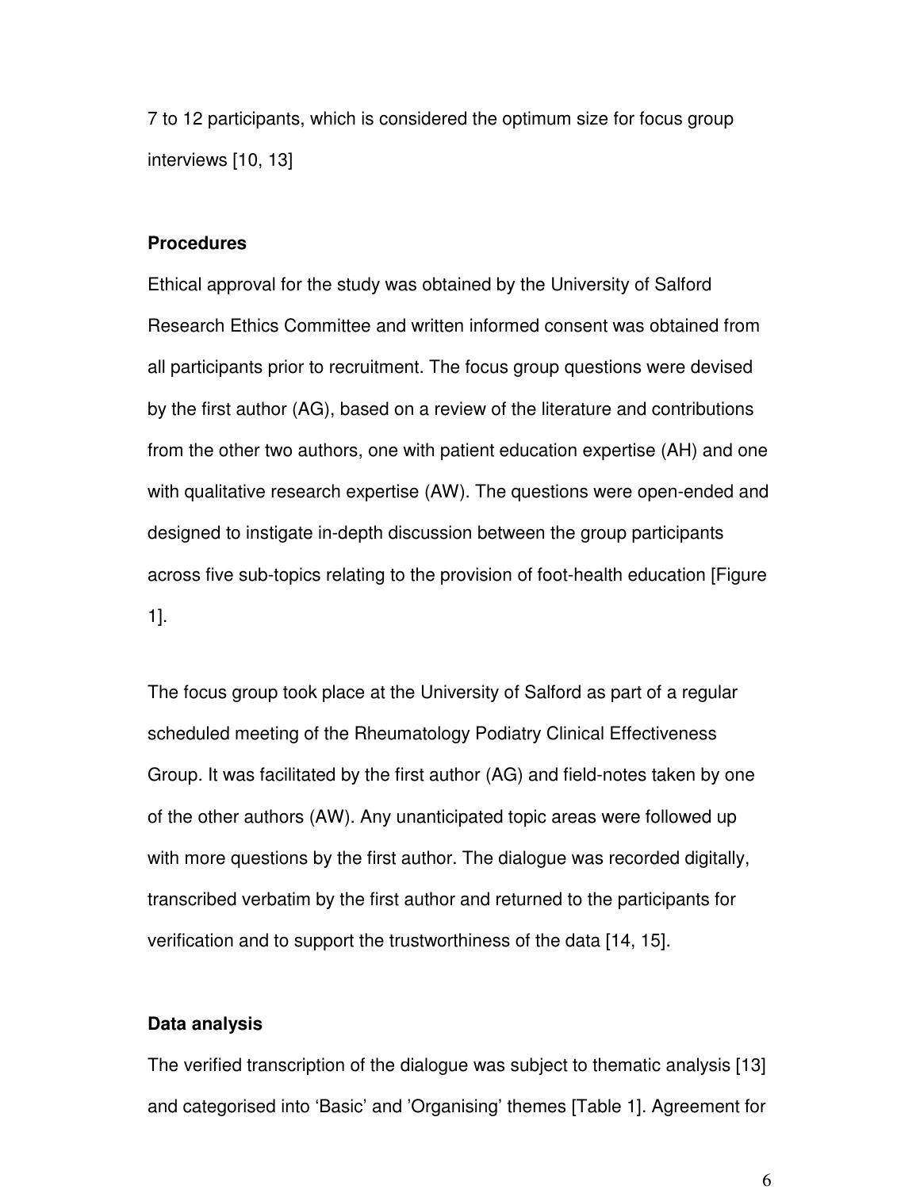7 to 12 participants, which is considered the optimum size for focus group interviews [10, 13]

## Procedures

Ethical approval for the study was obtained by the University of Salford Research Ethics Committee and written informed consent was obtained from all participants prior to recruitment. The focus group questions were devised by the first author (AG), based on a review of the literature and contributions from the other two authors, one with patient education expertise (AH) and one with qualitative research expertise (AW). The questions were open-ended and designed to instigate in-depth discussion between the group participants across five sub-topics relating to the provision of foot-health education [Figure 1].

The focus group took place at the University of Salford as part of a regular scheduled meeting of the Rheumatology Podiatry Clinical Effectiveness Group. It was facilitated by the first author (AG) and field-notes taken by one of the other authors (AW). Any unanticipated topic areas were followed up with more questions by the first author. The dialogue was recorded digitally, transcribed verbatim by the first author and returned to the participants for verification and to support the trustworthiness of the data [14, 15].

## Data analysis

The verified transcription of the dialogue was subject to thematic analysis [13] and categorised into 'Basic' and 'Organising' themes [Table 1]. Agreement for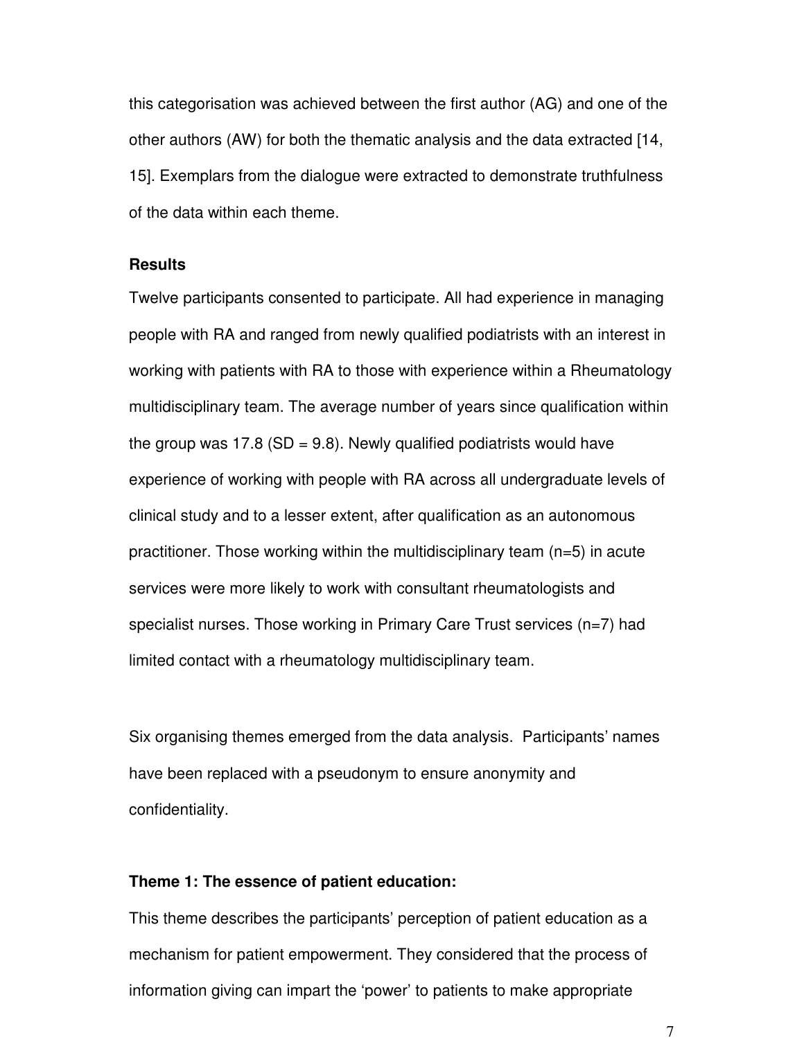this categorisation was achieved between the first author (AG) and one of the other authors (AW) for both the thematic analysis and the data extracted [14, 15]. Exemplars from the dialogue were extracted to demonstrate truthfulness of the data within each theme.

## Results

Twelve participants consented to participate. All had experience in managing people with RA and ranged from newly qualified podiatrists with an interest in working with patients with RA to those with experience within a Rheumatology multidisciplinary team. The average number of years since qualification within the group was 17.8 (SD = 9.8). Newly qualified podiatrists would have experience of working with people with RA across all undergraduate levels of clinical study and to a lesser extent, after qualification as an autonomous practitioner. Those working within the multidisciplinary team (n=5) in acute services were more likely to work with consultant rheumatologists and specialist nurses. Those working in Primary Care Trust services (n=7) had limited contact with a rheumatology multidisciplinary team.

Six organising themes emerged from the data analysis. Participants' names have been replaced with a pseudonym to ensure anonymity and confidentiality.

### Theme 1: The essence of patient education:

This theme describes the participants' perception of patient education as a mechanism for patient empowerment. They considered that the process of information giving can impart the 'power' to patients to make appropriate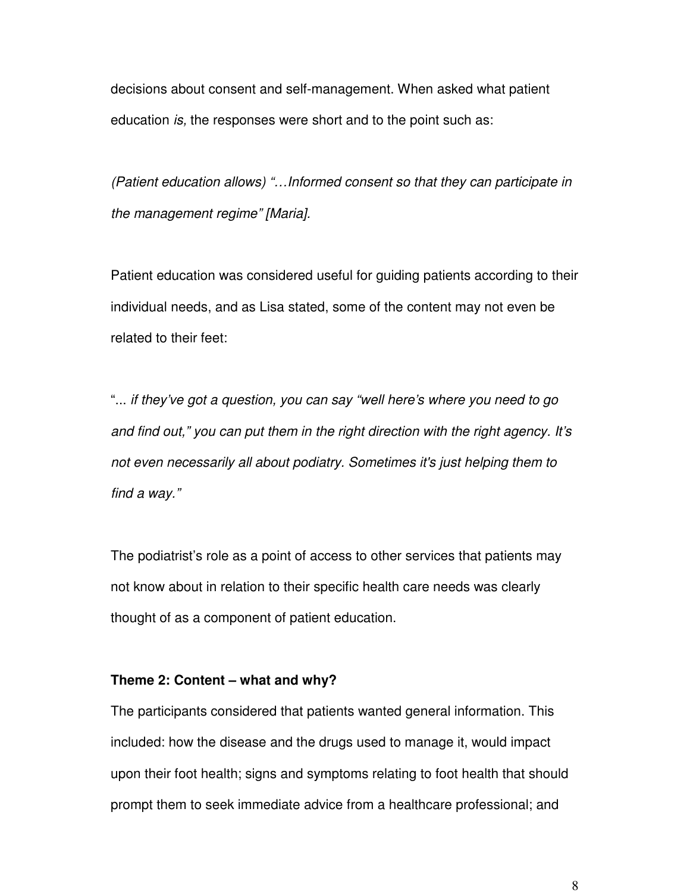decisions about consent and self-management. When asked what patient education *is,* the responses were short and to the point such as:

*(Patient education allows) "…Informed consent so that they can participate in the management regime" [Maria].*

Patient education was considered useful for guiding patients according to their individual needs, and as Lisa stated, some of the content may not even be related to their feet:

"... *if they've got a question, you can say "well here's where you need to go and find out," you can put them in the right direction with the right agency. It's not even necessarily all about podiatry. Sometimes it's just helping them to find a way."*

The podiatrist's role as a point of access to other services that patients may not know about in relation to their specific health care needs was clearly thought of as a component of patient education.

**Theme 2: Content – what and why?**

The participants considered that patients wanted general information. This included: how the disease and the drugs used to manage it, would impact upon their foot health; signs and symptoms relating to foot health that should prompt them to seek immediate advice from a healthcare professional; and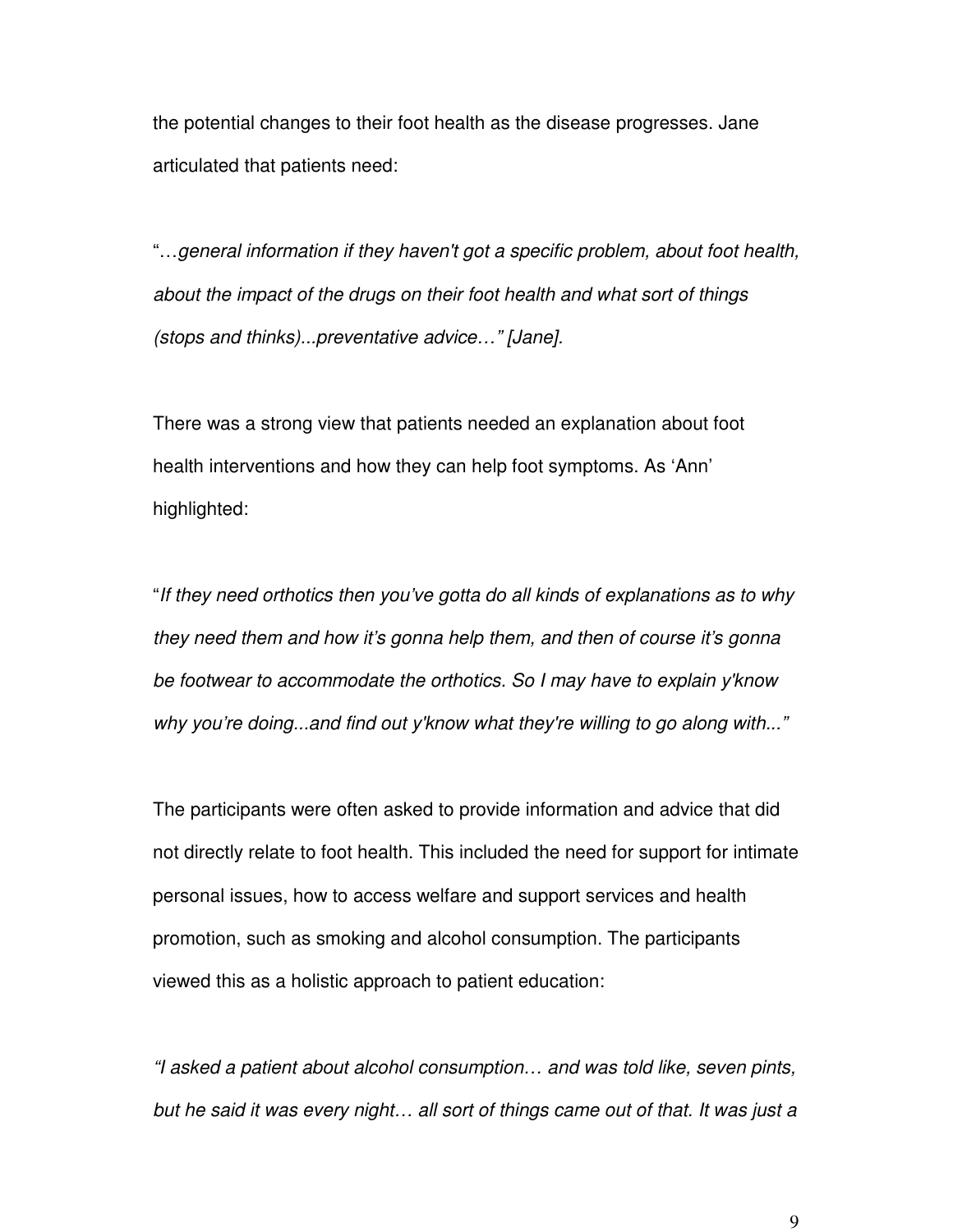the potential changes to their foot health as the disease progresses. Jane articulated that patients need:

"…*general information if they haven't got a specific problem, about foot health, about the impact of the drugs on their foot health and what sort of things (stops and thinks)...preventative advice…" [Jane].*

There was a strong view that patients needed an explanation about foot health interventions and how they can help foot symptoms. As 'Ann' highlighted:

"*If they need orthotics then you've gotta do all kinds of explanations as to why they need them and how it's gonna help them, and then of course it's gonna be footwear to accommodate the orthotics. So I may have to explain y'know why you're doing...and find out y'know what they're willing to go along with..."*

The participants were often asked to provide information and advice that did not directly relate to foot health. This included the need for support for intimate personal issues, how to access welfare and support services and health promotion, such as smoking and alcohol consumption. The participants viewed this as a holistic approach to patient education:

*"I asked a patient about alcohol consumption… and was told like, seven pints, but he said it was every night… all sort of things came out of that. It was just a*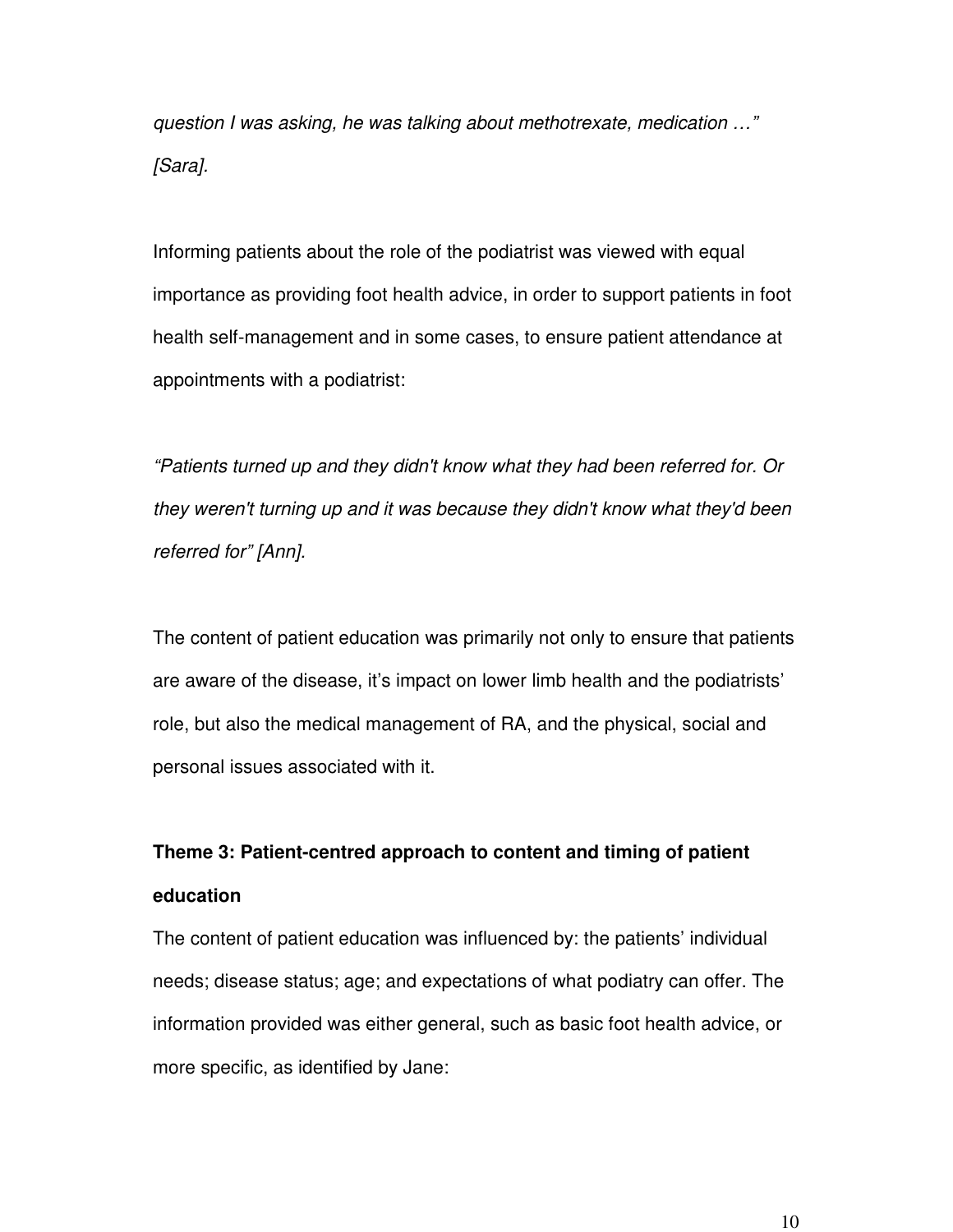*question I was asking, he was talking about methotrexate, medication …" [Sara].*

Informing patients about the role of the podiatrist was viewed with equal importance as providing foot health advice, in order to support patients in foot health self-management and in some cases, to ensure patient attendance at appointments with a podiatrist:

*"Patients turned up and they didn't know what they had been referred for. Or they weren't turning up and it was because they didn't know what they'd been referred for" [Ann].*

The content of patient education was primarily not only to ensure that patients are aware of the disease, it's impact on lower limb health and the podiatrists' role, but also the medical management of RA, and the physical, social and personal issues associated with it.

**Theme 3: Patient-centred approach to content and timing of patient education**

The content of patient education was influenced by: the patients' individual needs; disease status; age; and expectations of what podiatry can offer. The information provided was either general, such as basic foot health advice, or more specific, as identified by Jane: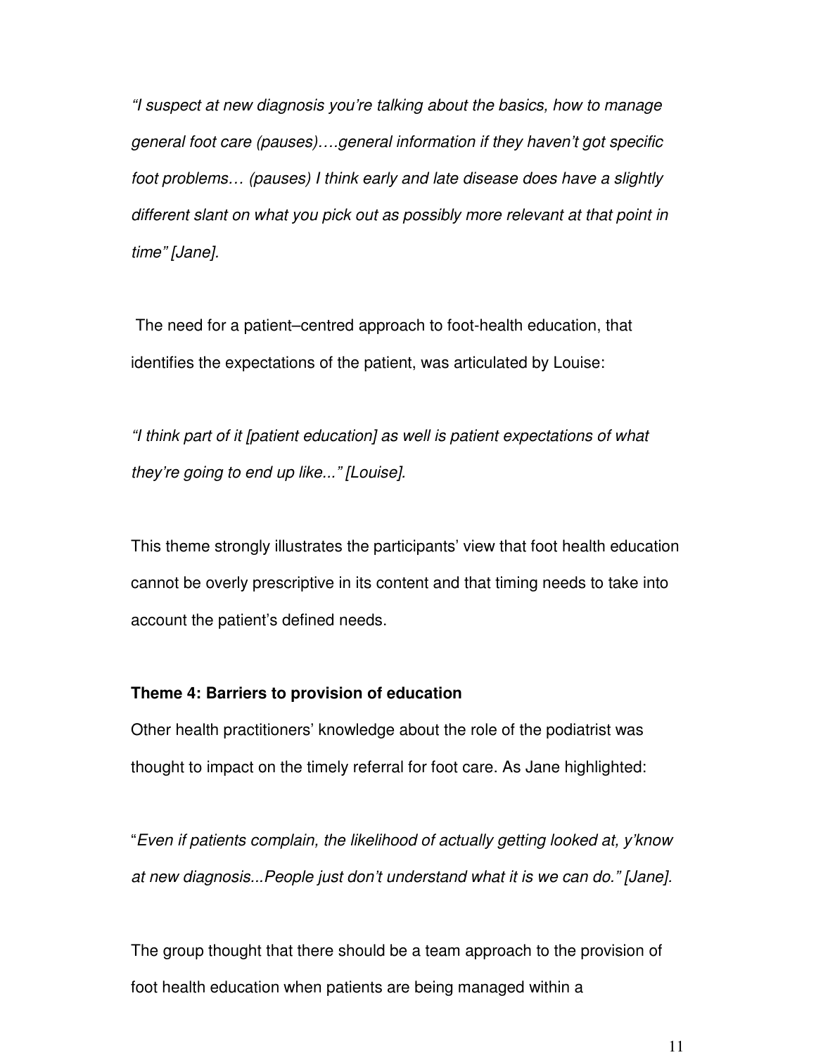*"I suspect at new diagnosis you're talking about the basics, how to manage general foot care (pauses)….general information if they haven't got specific foot problems… (pauses) I think early and late disease does have a slightly different slant on what you pick out as possibly more relevant at that point in time" [Jane].*

The need for a patient–centred approach to foot-health education, that identifies the expectations of the patient, was articulated by Louise:

*"I think part of it [patient education] as well is patient expectations of what they're going to end up like..." [Louise].*

This theme strongly illustrates the participants' view that foot health education cannot be overly prescriptive in its content and that timing needs to take into account the patient's defined needs.

**Theme 4: Barriers to provision of education**

Other health practitioners' knowledge about the role of the podiatrist was thought to impact on the timely referral for foot care. As Jane highlighted:

"*Even if patients complain, the likelihood of actually getting looked at, y'know at new diagnosis...People just don't understand what it is we can do." [Jane].*

The group thought that there should be a team approach to the provision of foot health education when patients are being managed within a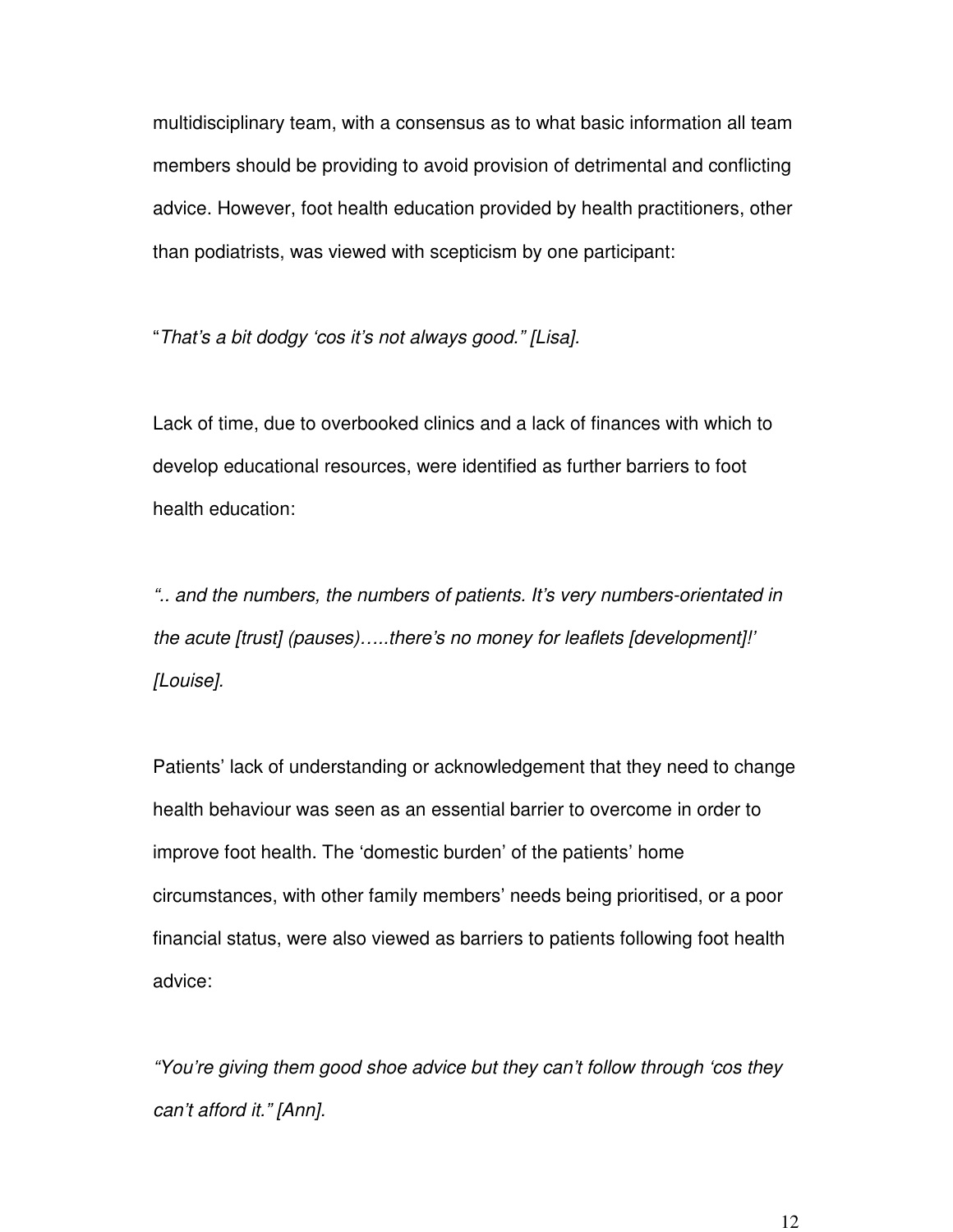multidisciplinary team, with a consensus as to what basic information all team members should be providing to avoid provision of detrimental and conflicting advice. However, foot health education provided by health practitioners, other than podiatrists, was viewed with scepticism by one participant:

"*That's a bit dodgy 'cos it's not always good." [Lisa].*

Lack of time, due to overbooked clinics and a lack of finances with which to develop educational resources, were identified as further barriers to foot health education:

*".. and the numbers, the numbers of patients. It's very numbers-orientated in the acute [trust] (pauses)…..there's no money for leaflets [development]!' [Louise].*

Patients' lack of understanding or acknowledgement that they need to change health behaviour was seen as an essential barrier to overcome in order to improve foot health. The 'domestic burden' of the patients' home circumstances, with other family members' needs being prioritised, or a poor financial status, were also viewed as barriers to patients following foot health advice:

*"You're giving them good shoe advice but they can't follow through 'cos they can't afford it." [Ann].*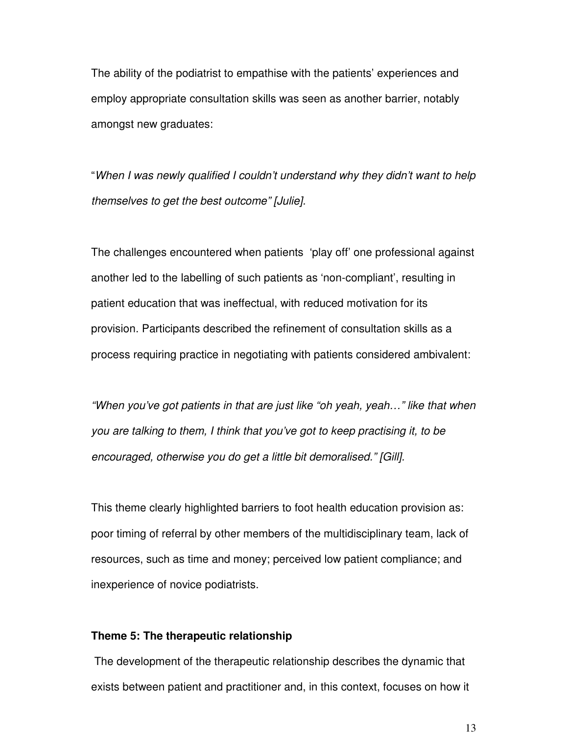The ability of the podiatrist to empathise with the patients' experiences and employ appropriate consultation skills was seen as another barrier, notably amongst new graduates:

"*When I was newly qualified I couldn't understand why they didn't want to help themselves to get the best outcome" [Julie].*

The challenges encountered when patients 'play off' one professional against another led to the labelling of such patients as 'non-compliant', resulting in patient education that was ineffectual, with reduced motivation for its provision. Participants described the refinement of consultation skills as a process requiring practice in negotiating with patients considered ambivalent:

*"When you've got patients in that are just like "oh yeah, yeah…" like that when you are talking to them, I think that you've got to keep practising it, to be encouraged, otherwise you do get a little bit demoralised." [Gill].*

This theme clearly highlighted barriers to foot health education provision as: poor timing of referral by other members of the multidisciplinary team, lack of resources, such as time and money; perceived low patient compliance; and inexperience of novice podiatrists.

**Theme 5: The therapeutic relationship**

The development of the therapeutic relationship describes the dynamic that exists between patient and practitioner and, in this context, focuses on how it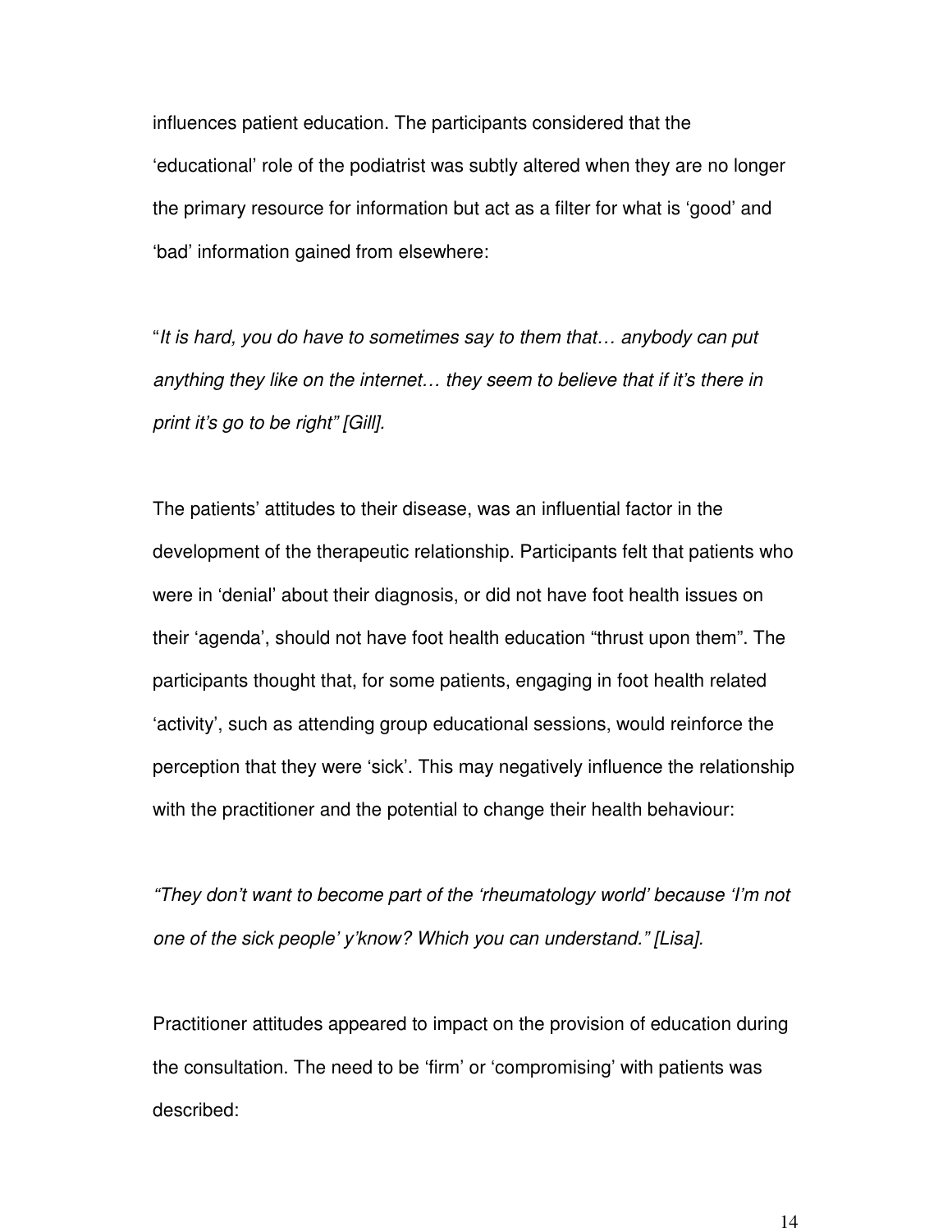influences patient education. The participants considered that the 'educational' role of the podiatrist was subtly altered when they are no longer the primary resource for information but act as a filter for what is 'good' and 'bad' information gained from elsewhere:

"*It is hard, you do have to sometimes say to them that… anybody can put anything they like on the internet… they seem to believe that if it's there in print it's go to be right" [Gill].*

The patients' attitudes to their disease, was an influential factor in the development of the therapeutic relationship. Participants felt that patients who were in 'denial' about their diagnosis, or did not have foot health issues on their 'agenda', should not have foot health education "thrust upon them". The participants thought that, for some patients, engaging in foot health related 'activity', such as attending group educational sessions, would reinforce the perception that they were 'sick'. This may negatively influence the relationship with the practitioner and the potential to change their health behaviour:

*"They don't want to become part of the 'rheumatology world' because 'I'm not one of the sick people' y'know? Which you can understand." [Lisa].*

Practitioner attitudes appeared to impact on the provision of education during the consultation. The need to be 'firm' or 'compromising' with patients was described: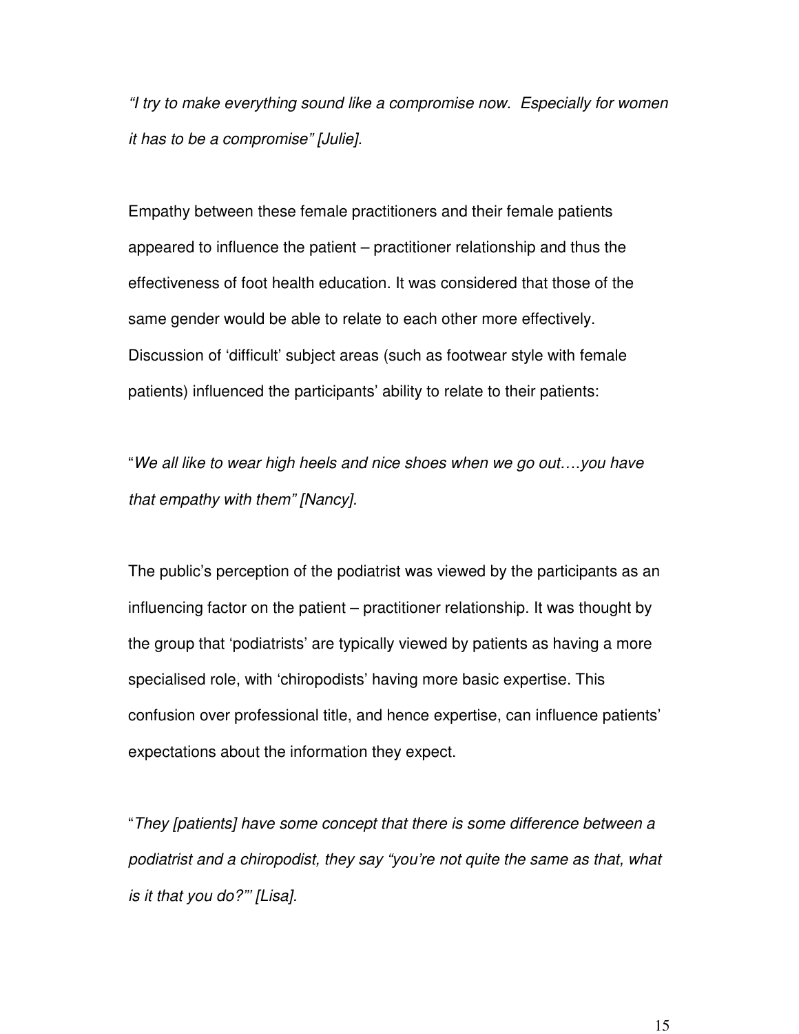*"I try to make everything sound like a compromise now. Especially for women it has to be a compromise" [Julie].*

Empathy between these female practitioners and their female patients appeared to influence the patient – practitioner relationship and thus the effectiveness of foot health education. It was considered that those of the same gender would be able to relate to each other more effectively. Discussion of 'difficult' subject areas (such as footwear style with female patients) influenced the participants' ability to relate to their patients:

"*We all like to wear high heels and nice shoes when we go out….you have that empathy with them" [Nancy].*

The public's perception of the podiatrist was viewed by the participants as an influencing factor on the patient – practitioner relationship. It was thought by the group that 'podiatrists' are typically viewed by patients as having a more specialised role, with 'chiropodists' having more basic expertise. This confusion over professional title, and hence expertise, can influence patients' expectations about the information they expect.

"*They [patients] have some concept that there is some difference between a podiatrist and a chiropodist, they say "you're not quite the same as that, what is it that you do?"' [Lisa].*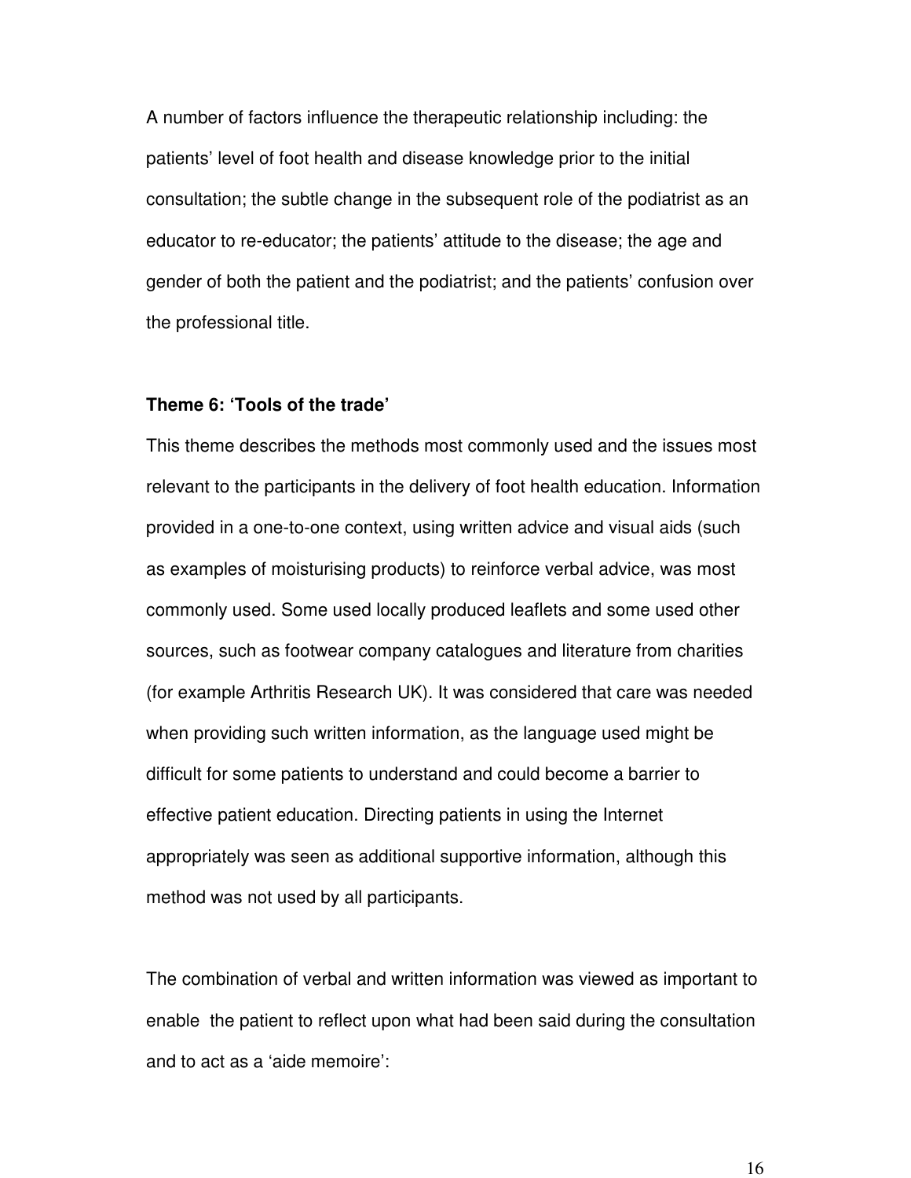A number of factors influence the therapeutic relationship including: the patients' level of foot health and disease knowledge prior to the initial consultation; the subtle change in the subsequent role of the podiatrist as an educator to re-educator; the patients' attitude to the disease; the age and gender of both the patient and the podiatrist; and the patients' confusion over the professional title.

**Theme 6: 'Tools of the trade'**

This theme describes the methods most commonly used and the issues most relevant to the participants in the delivery of foot health education. Information provided in a one-to-one context, using written advice and visual aids (such as examples of moisturising products) to reinforce verbal advice, was most commonly used. Some used locally produced leaflets and some used other sources, such as footwear company catalogues and literature from charities (for example Arthritis Research UK). It was considered that care was needed when providing such written information, as the language used might be difficult for some patients to understand and could become a barrier to effective patient education. Directing patients in using the Internet appropriately was seen as additional supportive information, although this method was not used by all participants.

The combination of verbal and written information was viewed as important to enable the patient to reflect upon what had been said during the consultation and to act as a 'aide memoire':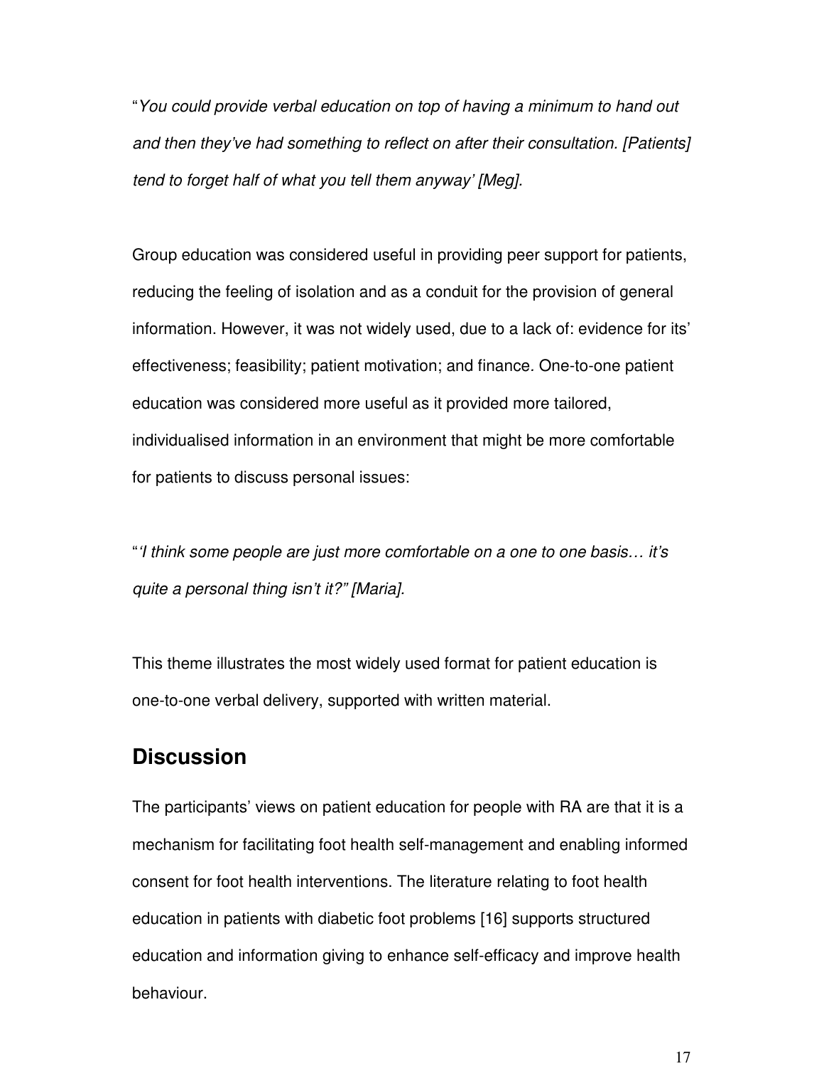"*You could provide verbal education on top of having a minimum to hand out and then they've had something to reflect on after their consultation. [Patients] tend to forget half of what you tell them anyway' [Meg]*.

Group education was considered useful in providing peer support for patients, reducing the feeling of isolation and as a conduit for the provision of general information. However, it was not widely used, due to a lack of: evidence for its' effectiveness; feasibility; patient motivation; and finance. One-to-one patient education was considered more useful as it provided more tailored, individualised information in an environment that might be more comfortable for patients to discuss personal issues:

"*'I think some people are just more comfortable on a one to one basis… it's quite a personal thing isn't it?" [Maria].*

This theme illustrates the most widely used format for patient education is one-to-one verbal delivery, supported with written material.

## Discussion

The participants' views on patient education for people with RA are that it is a mechanism for facilitating foot health self-management and enabling informed consent for foot health interventions. The literature relating to foot health education in patients with diabetic foot problems [16] supports structured education and information giving to enhance self-efficacy and improve health behaviour.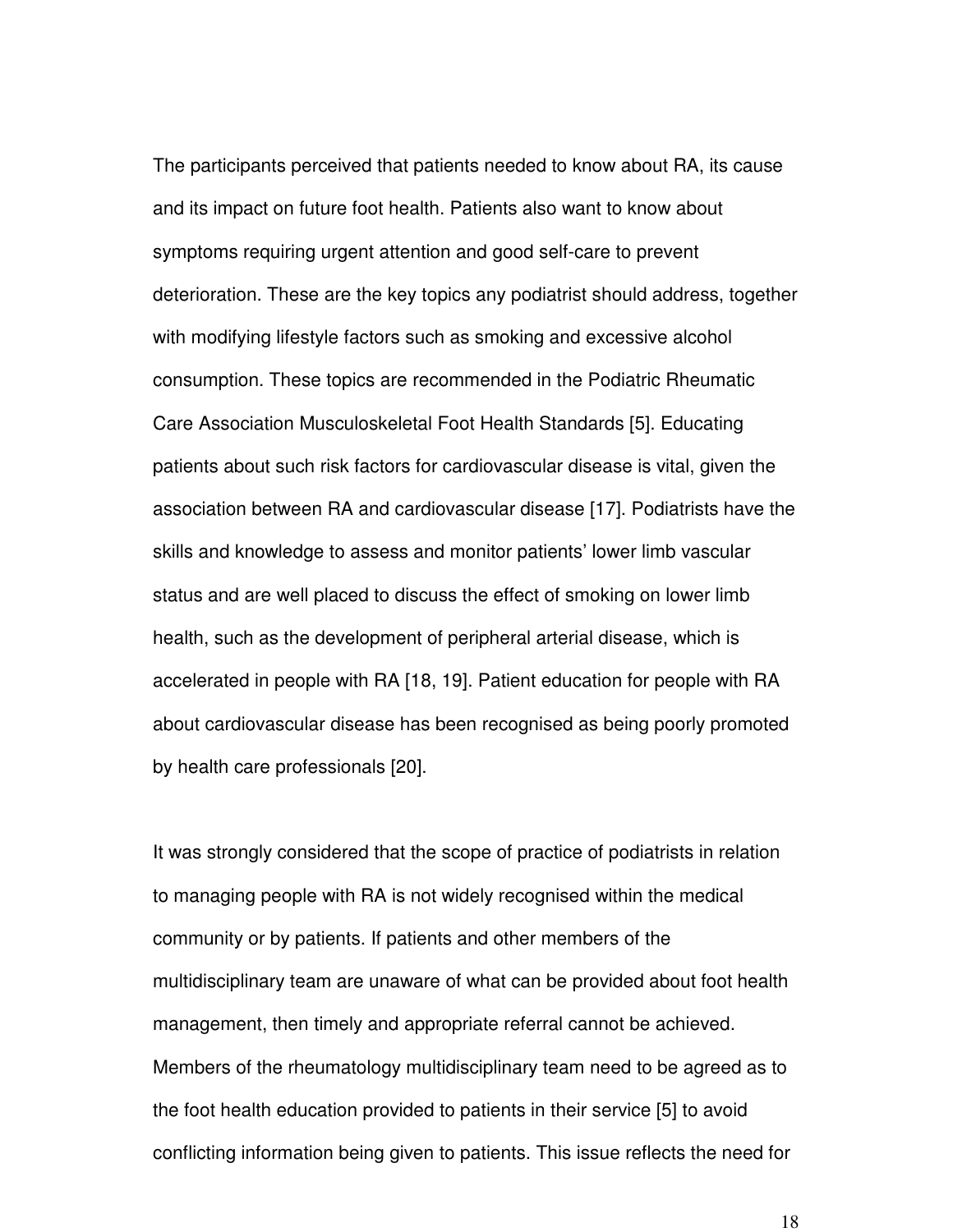The participants perceived that patients needed to know about RA, its cause and its impact on future foot health. Patients also want to know about symptoms requiring urgent attention and good self-care to prevent deterioration. These are the key topics any podiatrist should address, together with modifying lifestyle factors such as smoking and excessive alcohol consumption. These topics are recommended in the Podiatric Rheumatic Care Association Musculoskeletal Foot Health Standards [5]. Educating patients about such risk factors for cardiovascular disease is vital, given the association between RA and cardiovascular disease [17]. Podiatrists have the skills and knowledge to assess and monitor patients' lower limb vascular status and are well placed to discuss the effect of smoking on lower limb health, such as the development of peripheral arterial disease, which is accelerated in people with RA [18, 19]. Patient education for people with RA about cardiovascular disease has been recognised as being poorly promoted by health care professionals [20].

It was strongly considered that the scope of practice of podiatrists in relation to managing people with RA is not widely recognised within the medical community or by patients. If patients and other members of the multidisciplinary team are unaware of what can be provided about foot health management, then timely and appropriate referral cannot be achieved. Members of the rheumatology multidisciplinary team need to be agreed as to the foot health education provided to patients in their service [5] to avoid conflicting information being given to patients. This issue reflects the need for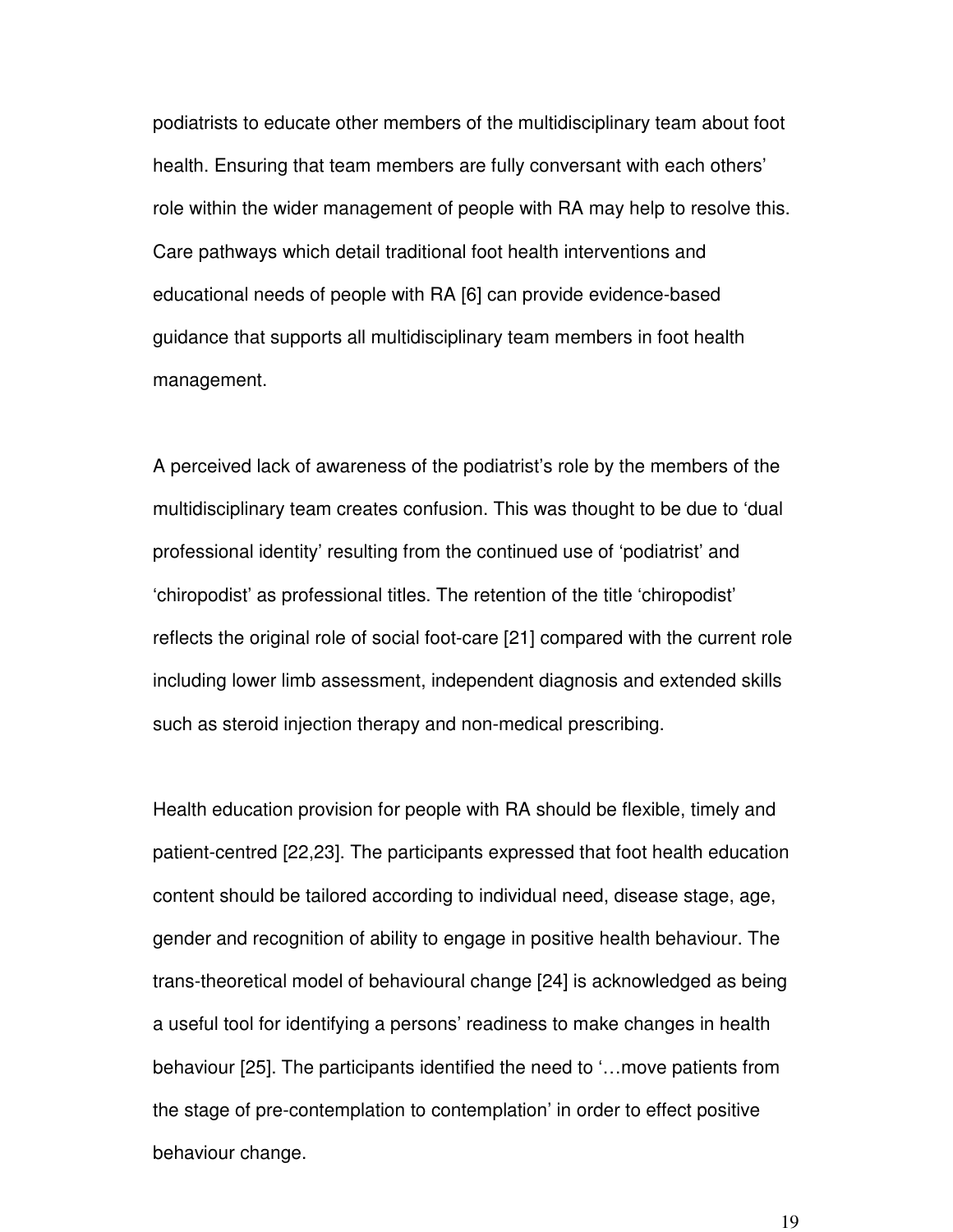podiatrists to educate other members of the multidisciplinary team about foot health. Ensuring that team members are fully conversant with each others' role within the wider management of people with RA may help to resolve this. Care pathways which detail traditional foot health interventions and educational needs of people with RA [6] can provide evidence-based guidance that supports all multidisciplinary team members in foot health management.

A perceived lack of awareness of the podiatrist's role by the members of the multidisciplinary team creates confusion. This was thought to be due to 'dual professional identity' resulting from the continued use of 'podiatrist' and 'chiropodist' as professional titles. The retention of the title 'chiropodist' reflects the original role of social foot-care [21] compared with the current role including lower limb assessment, independent diagnosis and extended skills such as steroid injection therapy and non-medical prescribing.

Health education provision for people with RA should be flexible, timely and patient-centred [22,23]. The participants expressed that foot health education content should be tailored according to individual need, disease stage, age, gender and recognition of ability to engage in positive health behaviour. The trans-theoretical model of behavioural change [24] is acknowledged as being a useful tool for identifying a persons' readiness to make changes in health behaviour [25]. The participants identified the need to '…move patients from the stage of pre-contemplation to contemplation' in order to effect positive behaviour change.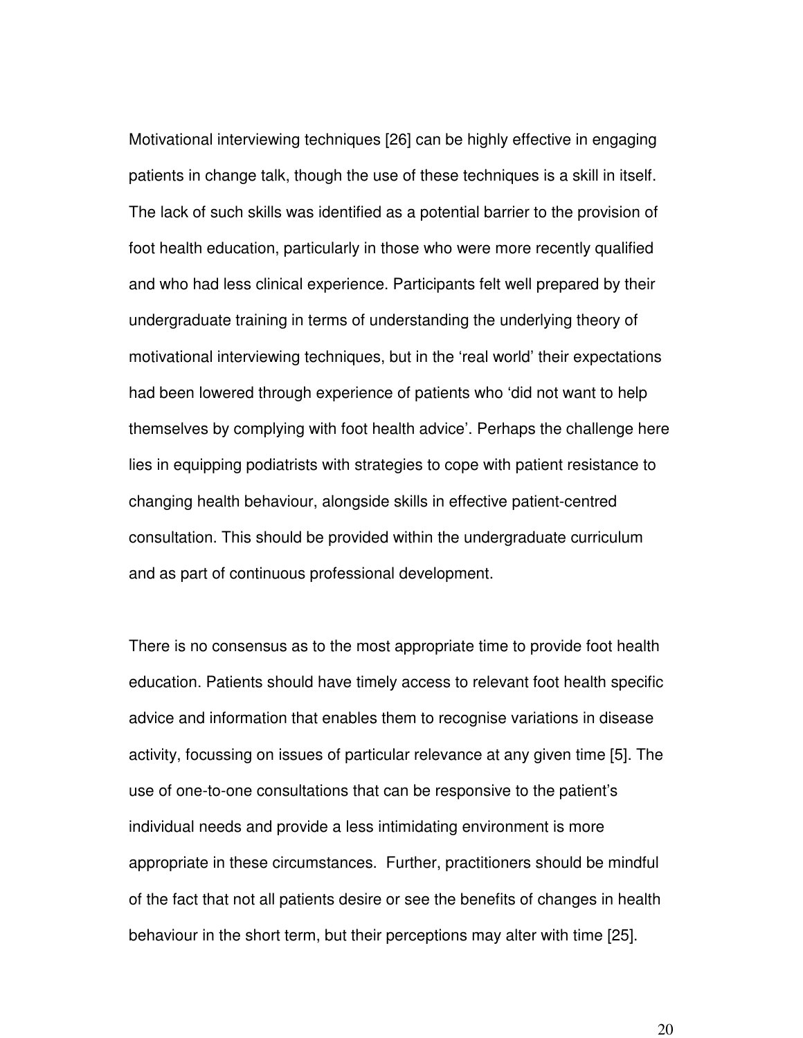Motivational interviewing techniques [26] can be highly effective in engaging patients in change talk, though the use of these techniques is a skill in itself. The lack of such skills was identified as a potential barrier to the provision of foot health education, particularly in those who were more recently qualified and who had less clinical experience. Participants felt well prepared by their undergraduate training in terms of understanding the underlying theory of motivational interviewing techniques, but in the 'real world' their expectations had been lowered through experience of patients who 'did not want to help themselves by complying with foot health advice'. Perhaps the challenge here lies in equipping podiatrists with strategies to cope with patient resistance to changing health behaviour, alongside skills in effective patient-centred consultation. This should be provided within the undergraduate curriculum and as part of continuous professional development.

There is no consensus as to the most appropriate time to provide foot health education. Patients should have timely access to relevant foot health specific advice and information that enables them to recognise variations in disease activity, focussing on issues of particular relevance at any given time [5]. The use of one-to-one consultations that can be responsive to the patient's individual needs and provide a less intimidating environment is more appropriate in these circumstances. Further, practitioners should be mindful of the fact that not all patients desire or see the benefits of changes in health behaviour in the short term, but their perceptions may alter with time [25].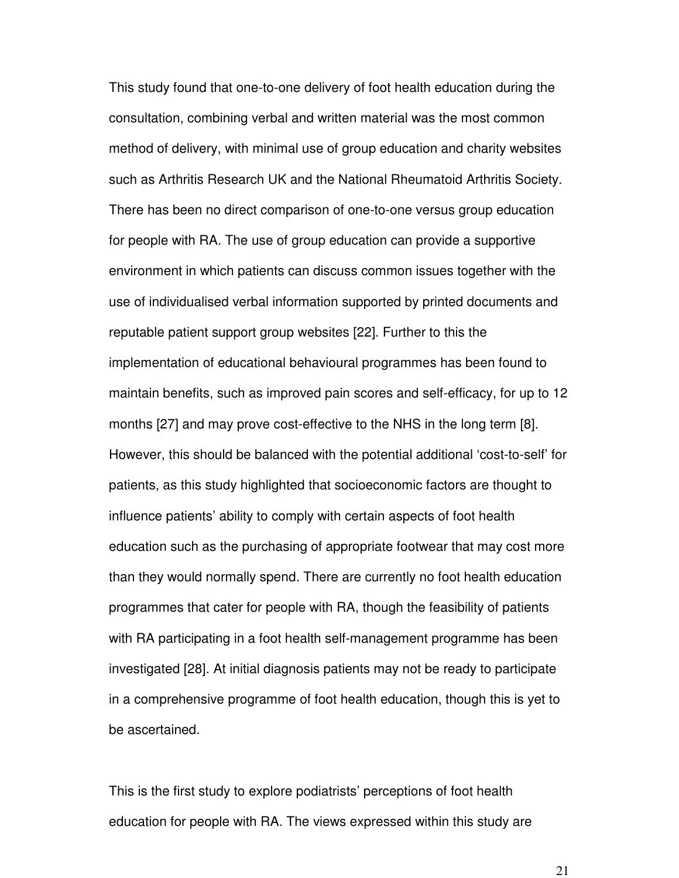This study found that one-to-one delivery of foot health education during the consultation, combining verbal and written material was the most common method of delivery, with minimal use of group education and charity websites such as Arthritis Research UK and the National Rheumatoid Arthritis Society. There has been no direct comparison of one-to-one versus group education for people with RA. The use of group education can provide a supportive environment in which patients can discuss common issues together with the use of individualised verbal information supported by printed documents and reputable patient support group websites [22]. Further to this the implementation of educational behavioural programmes has been found to maintain benefits, such as improved pain scores and self-efficacy, for up to 12 months [27] and may prove cost-effective to the NHS in the long term [8]. However, this should be balanced with the potential additional 'cost-to-self' for patients, as this study highlighted that socioeconomic factors are thought to influence patients' ability to comply with certain aspects of foot health education such as the purchasing of appropriate footwear that may cost more than they would normally spend. There are currently no foot health education programmes that cater for people with RA, though the feasibility of patients with RA participating in a foot health self-management programme has been investigated [28]. At initial diagnosis patients may not be ready to participate in a comprehensive programme of foot health education, though this is yet to be ascertained.

This is the first study to explore podiatrists' perceptions of foot health education for people with RA. The views expressed within this study are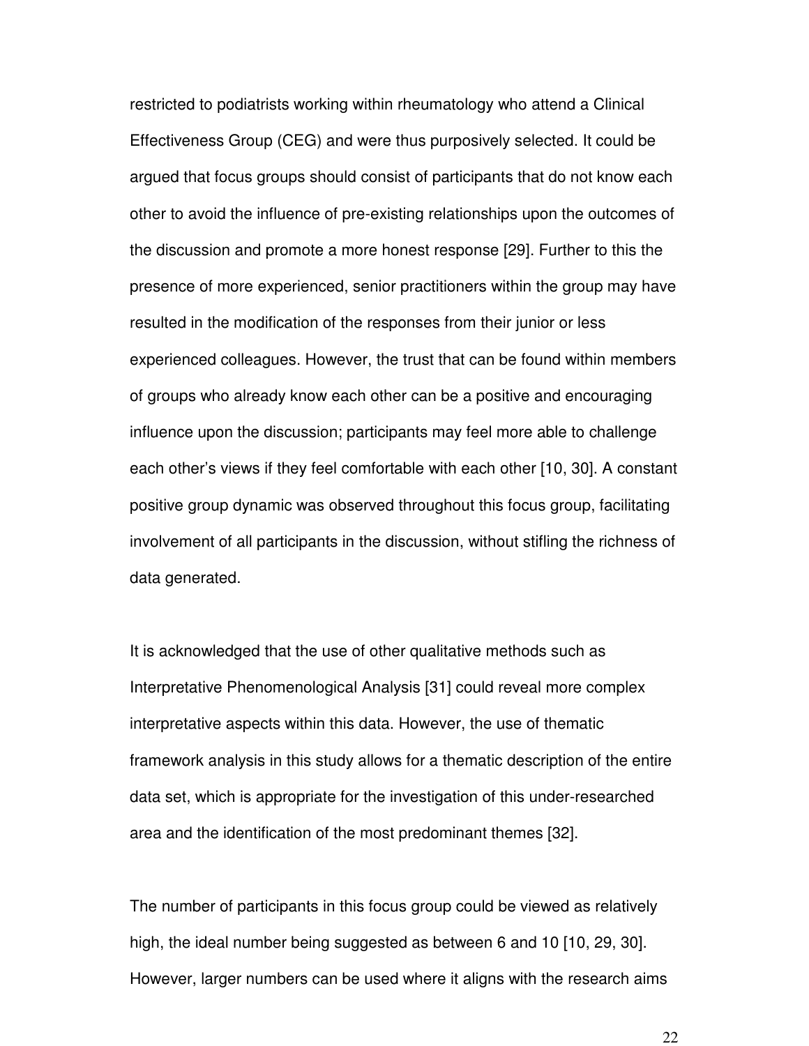restricted to podiatrists working within rheumatology who attend a Clinical Effectiveness Group (CEG) and were thus purposively selected. It could be argued that focus groups should consist of participants that do not know each other to avoid the influence of pre-existing relationships upon the outcomes of the discussion and promote a more honest response [29]. Further to this the presence of more experienced, senior practitioners within the group may have resulted in the modification of the responses from their junior or less experienced colleagues. However, the trust that can be found within members of groups who already know each other can be a positive and encouraging influence upon the discussion; participants may feel more able to challenge each other's views if they feel comfortable with each other [10, 30]. A constant positive group dynamic was observed throughout this focus group, facilitating involvement of all participants in the discussion, without stifling the richness of data generated.

It is acknowledged that the use of other qualitative methods such as Interpretative Phenomenological Analysis [31] could reveal more complex interpretative aspects within this data. However, the use of thematic framework analysis in this study allows for a thematic description of the entire data set, which is appropriate for the investigation of this under-researched area and the identification of the most predominant themes [32].

The number of participants in this focus group could be viewed as relatively high, the ideal number being suggested as between 6 and 10 [10, 29, 30]. However, larger numbers can be used where it aligns with the research aims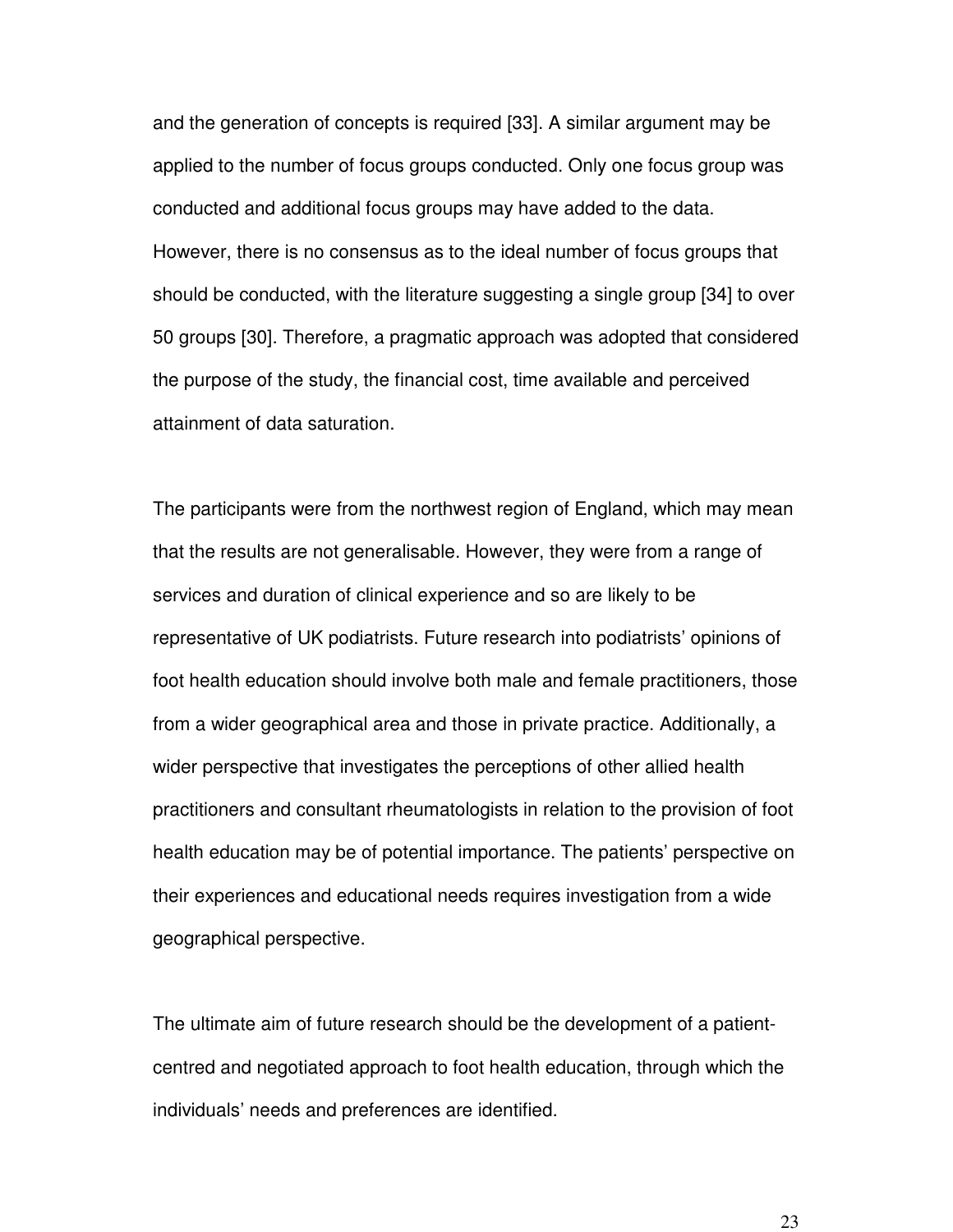and the generation of concepts is required [33]. A similar argument may be applied to the number of focus groups conducted. Only one focus group was conducted and additional focus groups may have added to the data. However, there is no consensus as to the ideal number of focus groups that should be conducted, with the literature suggesting a single group [34] to over 50 groups [30]. Therefore, a pragmatic approach was adopted that considered the purpose of the study, the financial cost, time available and perceived attainment of data saturation.

The participants were from the northwest region of England, which may mean that the results are not generalisable. However, they were from a range of services and duration of clinical experience and so are likely to be representative of UK podiatrists. Future research into podiatrists' opinions of foot health education should involve both male and female practitioners, those from a wider geographical area and those in private practice. Additionally, a wider perspective that investigates the perceptions of other allied health practitioners and consultant rheumatologists in relation to the provision of foot health education may be of potential importance. The patients' perspective on their experiences and educational needs requires investigation from a wide geographical perspective.

The ultimate aim of future research should be the development of a patient-centred and negotiated approach to foot health education, through which the individuals' needs and preferences are identified.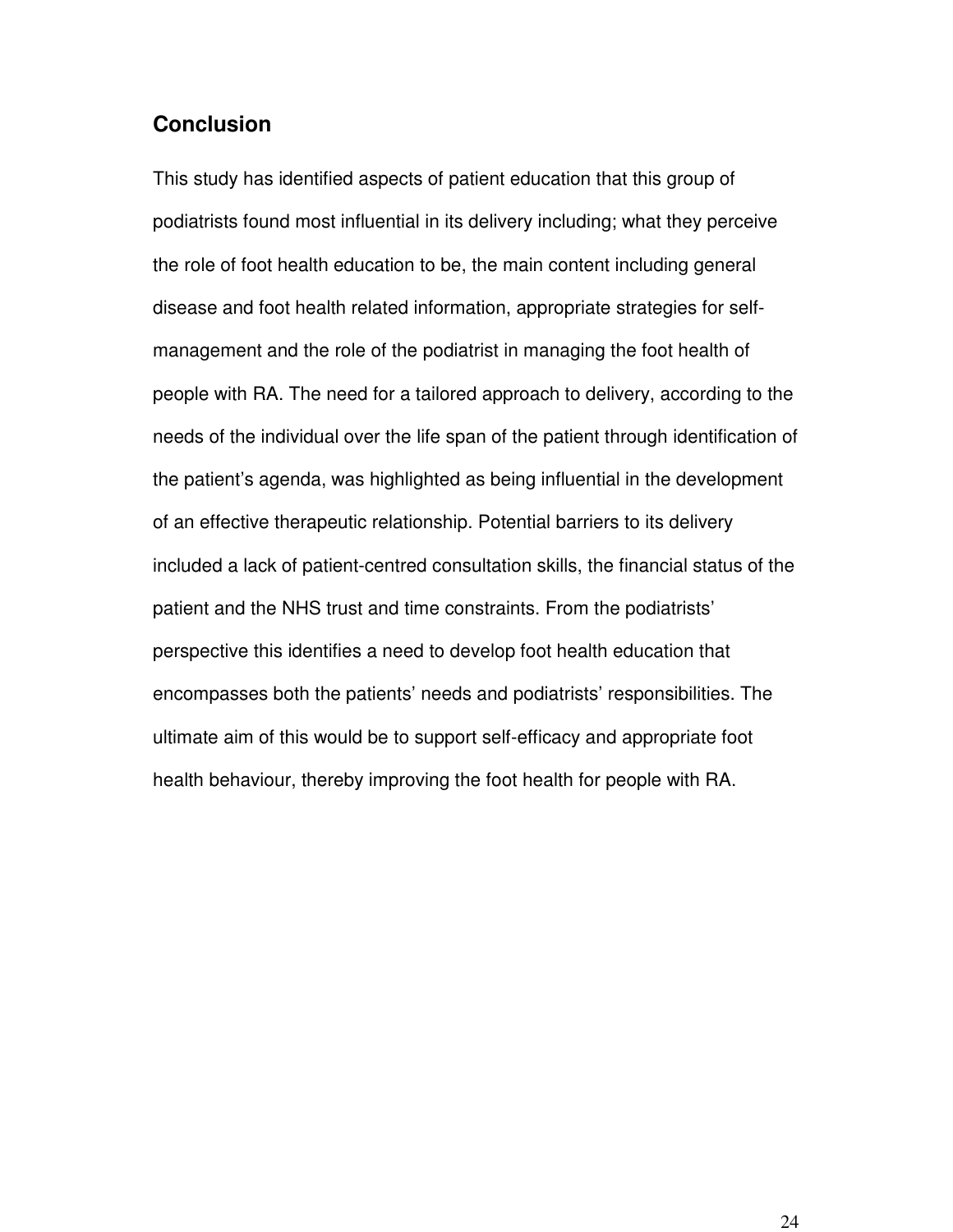## Conclusion

This study has identified aspects of patient education that this group of podiatrists found most influential in its delivery including; what they perceive the role of foot health education to be, the main content including general disease and foot health related information, appropriate strategies for self-management and the role of the podiatrist in managing the foot health of people with RA. The need for a tailored approach to delivery, according to the needs of the individual over the life span of the patient through identification of the patient's agenda, was highlighted as being influential in the development of an effective therapeutic relationship. Potential barriers to its delivery included a lack of patient-centred consultation skills, the financial status of the patient and the NHS trust and time constraints. From the podiatrists' perspective this identifies a need to develop foot health education that encompasses both the patients' needs and podiatrists' responsibilities. The ultimate aim of this would be to support self-efficacy and appropriate foot health behaviour, thereby improving the foot health for people with RA.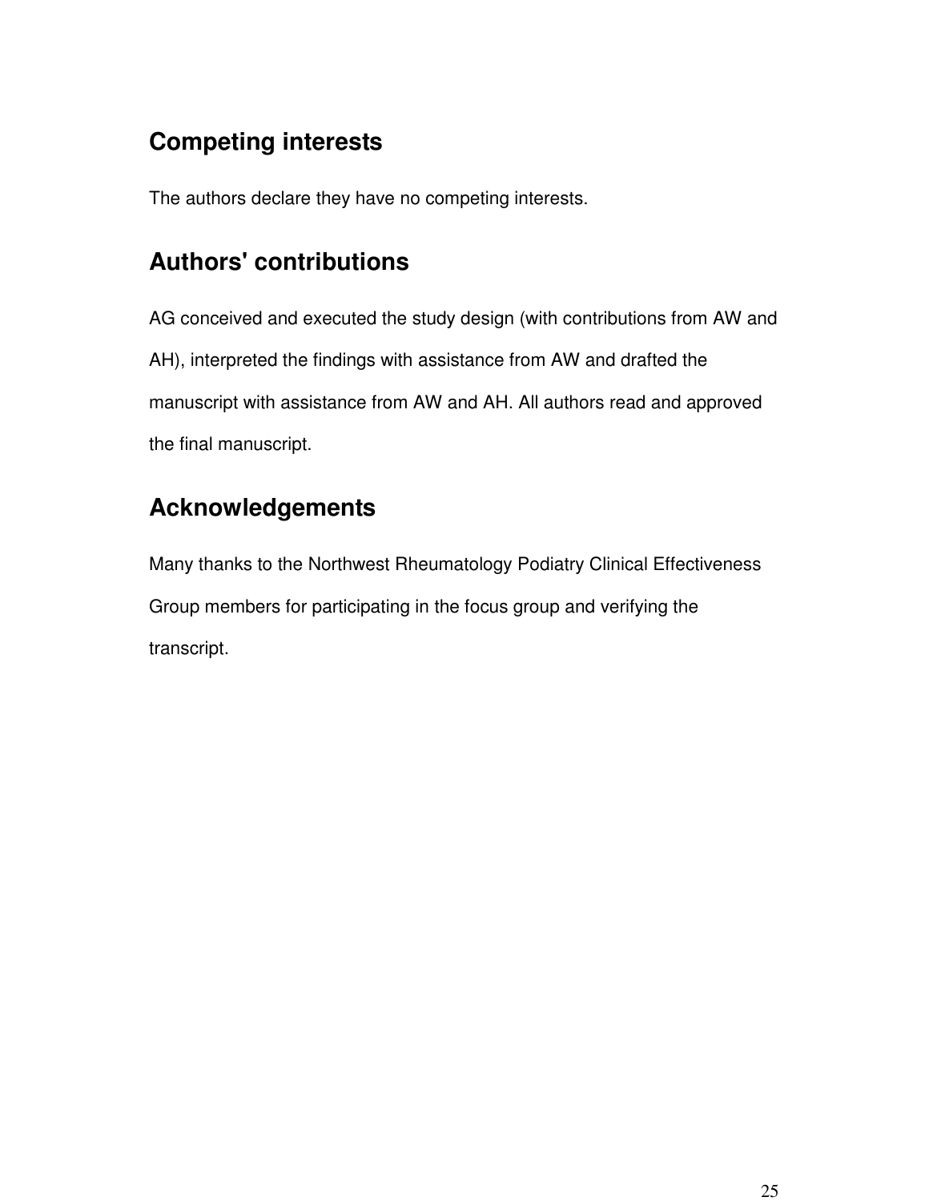## Competing interests

The authors declare they have no competing interests.

## Authors' contributions

AG conceived and executed the study design (with contributions from AW and AH), interpreted the findings with assistance from AW and drafted the manuscript with assistance from AW and AH. All authors read and approved the final manuscript.

## Acknowledgements

Many thanks to the Northwest Rheumatology Podiatry Clinical Effectiveness Group members for participating in the focus group and verifying the transcript.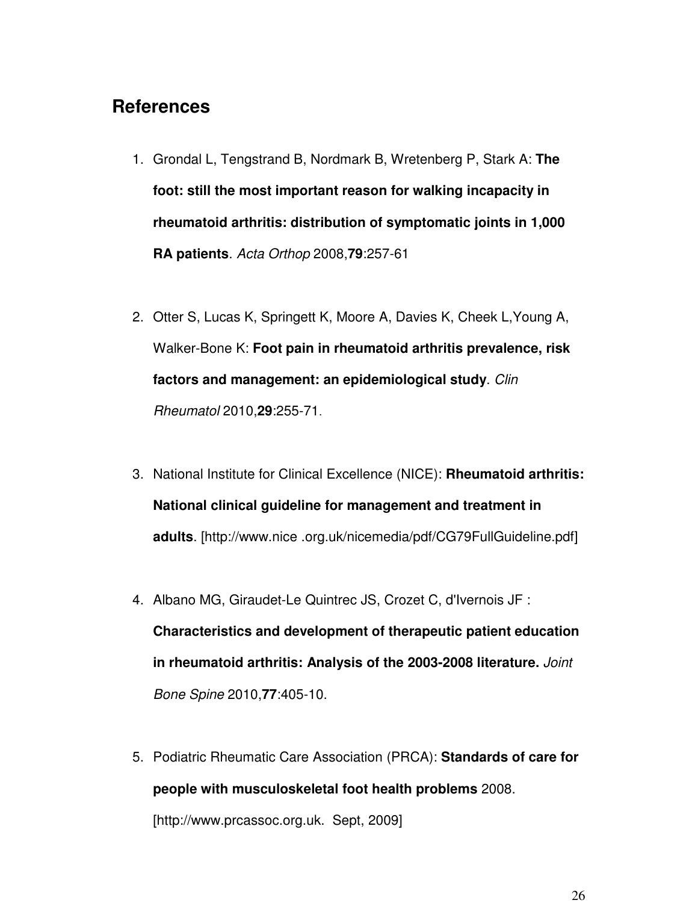## References

1. Grondal L, Tengstrand B, Nordmark B, Wretenberg P, Stark A: **The foot: still the most important reason for walking incapacity in rheumatoid arthritis: distribution of symptomatic joints in 1,000 RA patients**. *Acta Orthop* 2008,**79**:257-61

2. Otter S, Lucas K, Springett K, Moore A, Davies K, Cheek L,Young A, Walker-Bone K: **Foot pain in rheumatoid arthritis prevalence, risk factors and management: an epidemiological study**. *Clin Rheumatol* 2010,**29**:255-71.

3. National Institute for Clinical Excellence (NICE): **Rheumatoid arthritis: National clinical guideline for management and treatment in adults**. [http://www.nice .org.uk/nicemedia/pdf/CG79FullGuideline.pdf]

4. Albano MG, Giraudet-Le Quintrec JS, Crozet C, d'Ivernois JF : **Characteristics and development of therapeutic patient education in rheumatoid arthritis: Analysis of the 2003-2008 literature.** *Joint Bone Spine* 2010,**77**:405-10.

5. Podiatric Rheumatic Care Association (PRCA): **Standards of care for people with musculoskeletal foot health problems** 2008. [http://www.prcassoc.org.uk. Sept, 2009]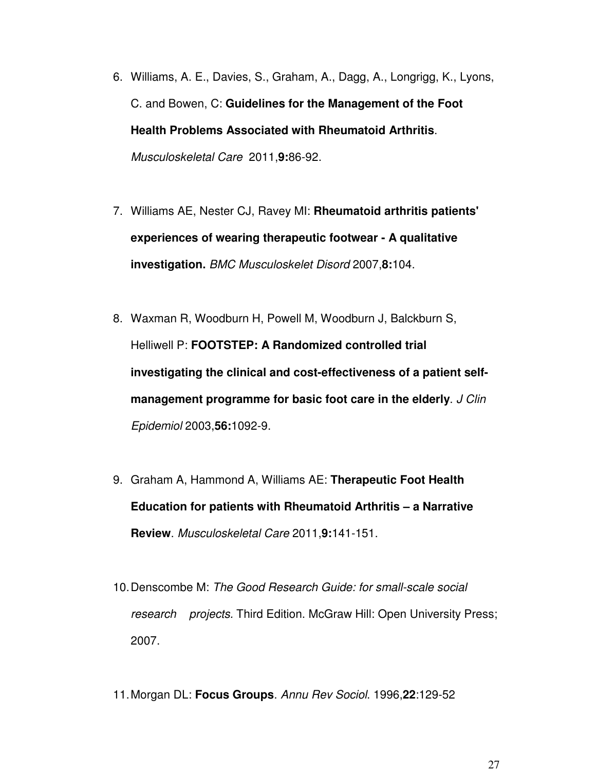6. Williams, A. E., Davies, S., Graham, A., Dagg, A., Longrigg, K., Lyons, C. and Bowen, C: **Guidelines for the Management of the Foot Health Problems Associated with Rheumatoid Arthritis**. *Musculoskeletal Care* 2011,**9:**86-92.

7. Williams AE, Nester CJ, Ravey MI: **Rheumatoid arthritis patients' experiences of wearing therapeutic footwear - A qualitative investigation.** *BMC Musculoskelet Disord* 2007,**8:**104.

8. Waxman R, Woodburn H, Powell M, Woodburn J, Balckburn S, Helliwell P: **FOOTSTEP: A Randomized controlled trial investigating the clinical and cost-effectiveness of a patient self-management programme for basic foot care in the elderly**. *J Clin Epidemiol* 2003,**56:**1092-9.

9. Graham A, Hammond A, Williams AE: **Therapeutic Foot Health Education for patients with Rheumatoid Arthritis – a Narrative Review**. *Musculoskeletal Care* 2011,**9:**141-151.

10. Denscombe M: *The Good Research Guide: for small-scale social research projects.* Third Edition. McGraw Hill: Open University Press; 2007.

11. Morgan DL: **Focus Groups**. *Annu Rev Sociol*. 1996,**22**:129-52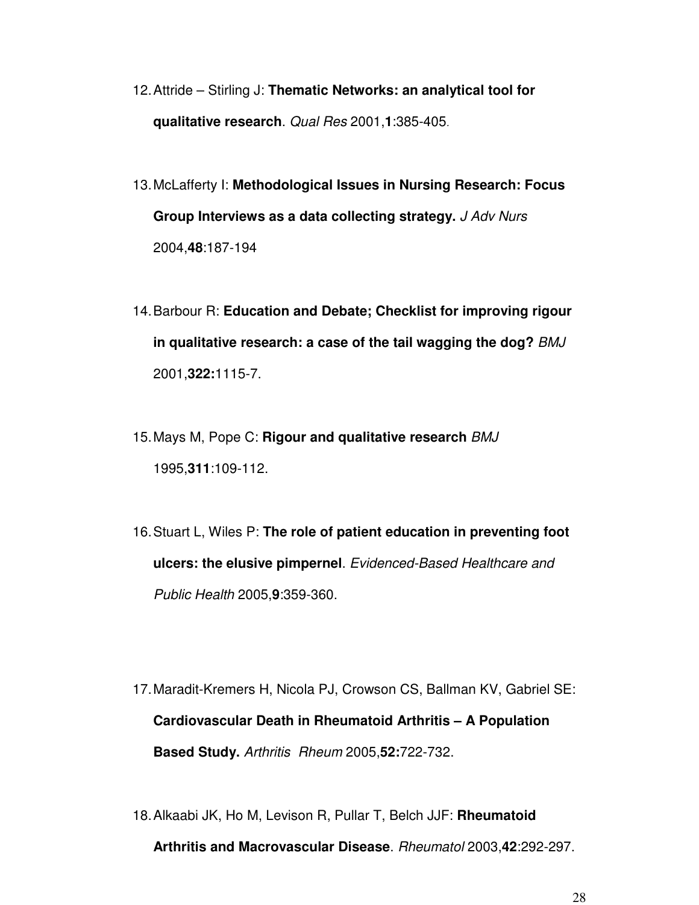12. Attride – Stirling J: **Thematic Networks: an analytical tool for qualitative research**. *Qual Res* 2001,**1**:385-405.

13. McLafferty I: **Methodological Issues in Nursing Research: Focus Group Interviews as a data collecting strategy.** *J Adv Nurs* 2004,**48**:187-194

14. Barbour R: **Education and Debate; Checklist for improving rigour in qualitative research: a case of the tail wagging the dog?** *BMJ* 2001,**322:**1115-7.

15. Mays M, Pope C: **Rigour and qualitative research** *BMJ* 1995,**311**:109-112.

16. Stuart L, Wiles P: **The role of patient education in preventing foot ulcers: the elusive pimpernel**. *Evidenced-Based Healthcare and Public Health* 2005,**9**:359-360.

17. Maradit-Kremers H, Nicola PJ, Crowson CS, Ballman KV, Gabriel SE: **Cardiovascular Death in Rheumatoid Arthritis – A Population Based Study.** *Arthritis Rheum* 2005,**52:**722-732.

18. Alkaabi JK, Ho M, Levison R, Pullar T, Belch JJF: **Rheumatoid Arthritis and Macrovascular Disease**. *Rheumatol* 2003,**42**:292-297.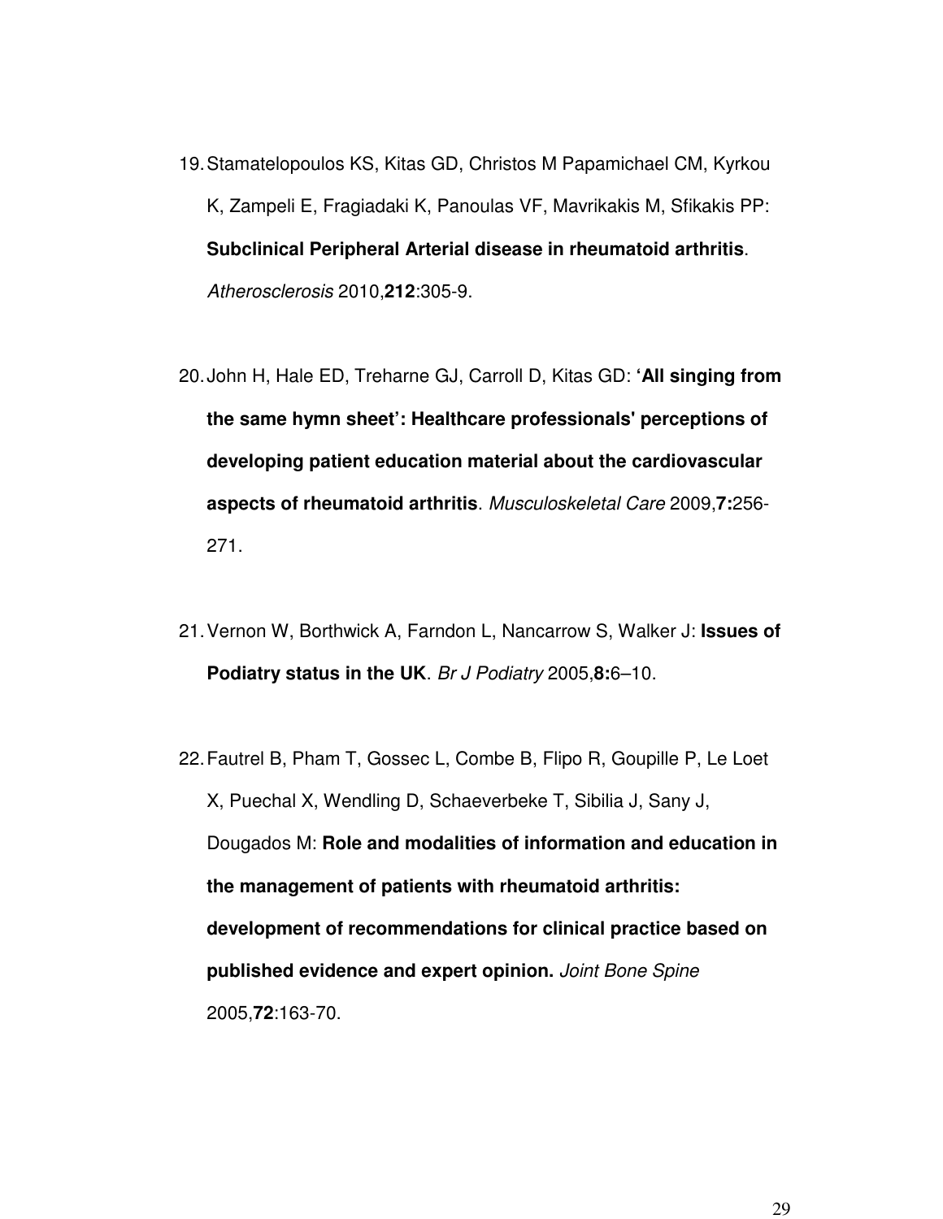19. Stamatelopoulos KS, Kitas GD, Christos M Papamichael CM, Kyrkou K, Zampeli E, Fragiadaki K, Panoulas VF, Mavrikakis M, Sfikakis PP: **Subclinical Peripheral Arterial disease in rheumatoid arthritis**. *Atherosclerosis* 2010,**212**:305-9.

20. John H, Hale ED, Treharne GJ, Carroll D, Kitas GD: **'All singing from the same hymn sheet': Healthcare professionals' perceptions of developing patient education material about the cardiovascular aspects of rheumatoid arthritis**. *Musculoskeletal Care* 2009,**7:**256-271.

21. Vernon W, Borthwick A, Farndon L, Nancarrow S, Walker J: **Issues of Podiatry status in the UK**. *Br J Podiatry* 2005,**8:**6–10.

22. Fautrel B, Pham T, Gossec L, Combe B, Flipo R, Goupille P, Le Loet X, Puechal X, Wendling D, Schaeverbeke T, Sibilia J, Sany J, Dougados M: **Role and modalities of information and education in the management of patients with rheumatoid arthritis: development of recommendations for clinical practice based on published evidence and expert opinion.** *Joint Bone Spine* 2005,**72**:163-70.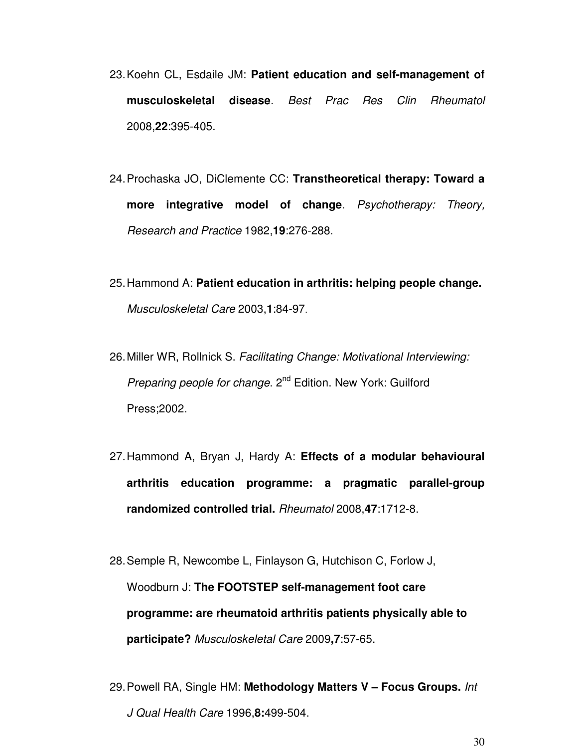23. Koehn CL, Esdaile JM: **Patient education and self-management of musculoskeletal disease**. *Best Prac Res Clin Rheumatol* 2008,**22**:395-405.

24. Prochaska JO, DiClemente CC: **Transtheoretical therapy: Toward a more integrative model of change**. *Psychotherapy: Theory, Research and Practice* 1982,**19**:276-288.

25. Hammond A: **Patient education in arthritis: helping people change.** *Musculoskeletal Care* 2003,**1**:84-97.

26. Miller WR, Rollnick S. *Facilitating Change: Motivational Interviewing: Preparing people for change*. 2nd Edition. New York: Guilford Press;2002.

27. Hammond A, Bryan J, Hardy A: **Effects of a modular behavioural arthritis education programme: a pragmatic parallel-group randomized controlled trial.** *Rheumatol* 2008,**47**:1712-8.

28. Semple R, Newcombe L, Finlayson G, Hutchison C, Forlow J, Woodburn J: **The FOOTSTEP self-management foot care programme: are rheumatoid arthritis patients physically able to participate?** *Musculoskeletal Care* 2009**,7**:57-65.

29. Powell RA, Single HM: **Methodology Matters V – Focus Groups.** *Int J Qual Health Care* 1996,**8:**499-504.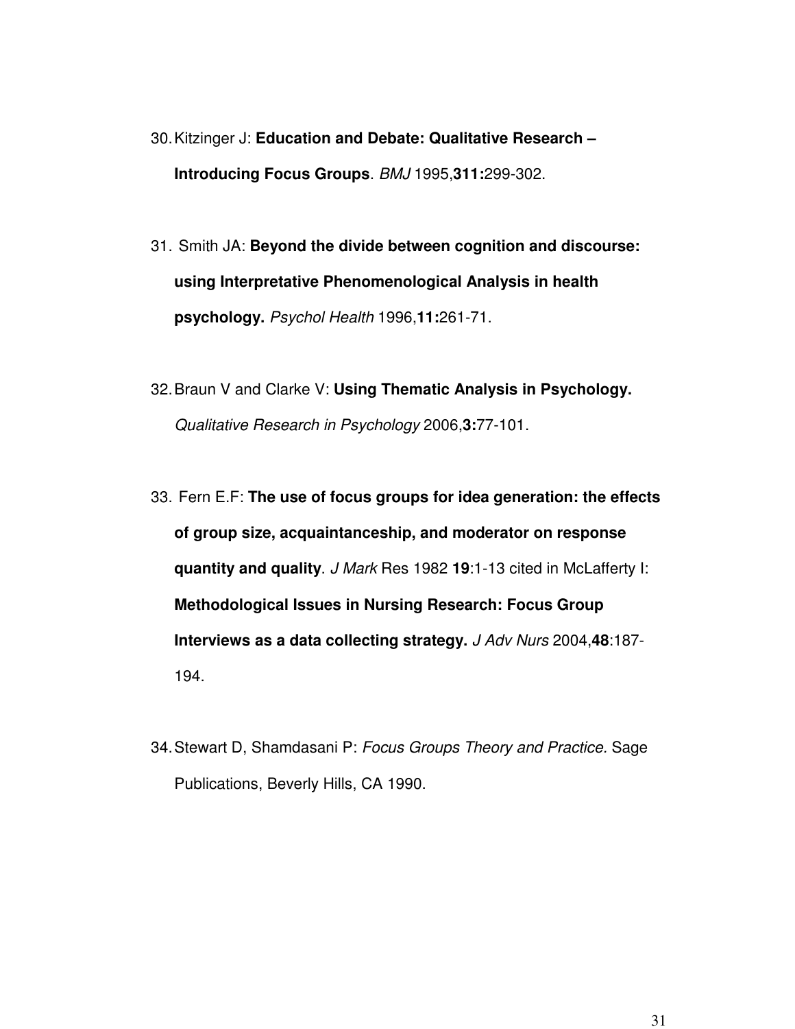30. Kitzinger J: **Education and Debate: Qualitative Research – Introducing Focus Groups**. *BMJ* 1995,**311:**299-302.

31. Smith JA: **Beyond the divide between cognition and discourse: using Interpretative Phenomenological Analysis in health psychology.** *Psychol Health* 1996,**11:**261-71.

32. Braun V and Clarke V: **Using Thematic Analysis in Psychology.** *Qualitative Research in Psychology* 2006,**3:**77-101.

33. Fern E.F: **The use of focus groups for idea generation: the effects of group size, acquaintanceship, and moderator on response quantity and quality**. *J Mark* Res 1982 **19**:1-13 cited in McLafferty I: **Methodological Issues in Nursing Research: Focus Group Interviews as a data collecting strategy.** *J Adv Nurs* 2004,**48**:187-194.

34. Stewart D, Shamdasani P: *Focus Groups Theory and Practice.* Sage Publications, Beverly Hills, CA 1990.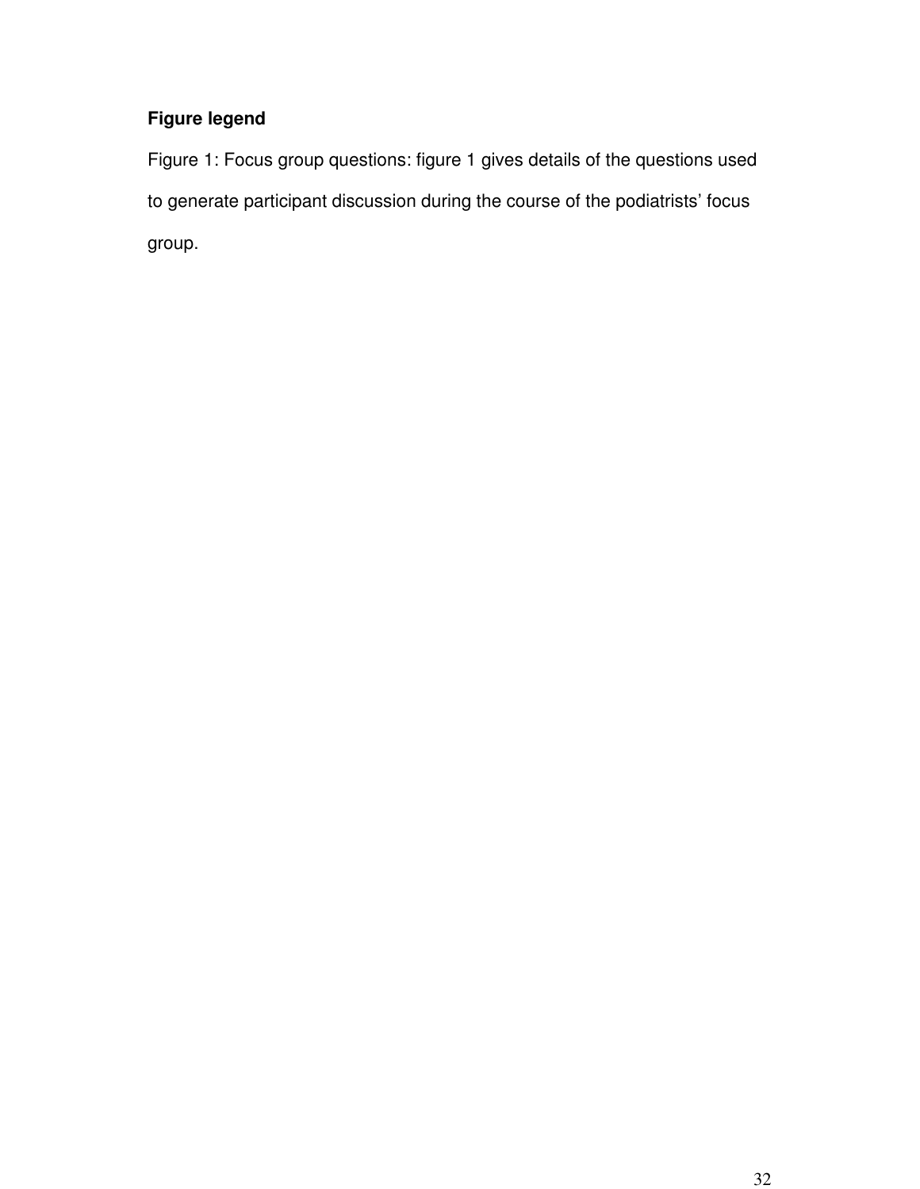**Figure legend**

Figure 1: Focus group questions: figure 1 gives details of the questions used to generate participant discussion during the course of the podiatrists' focus group.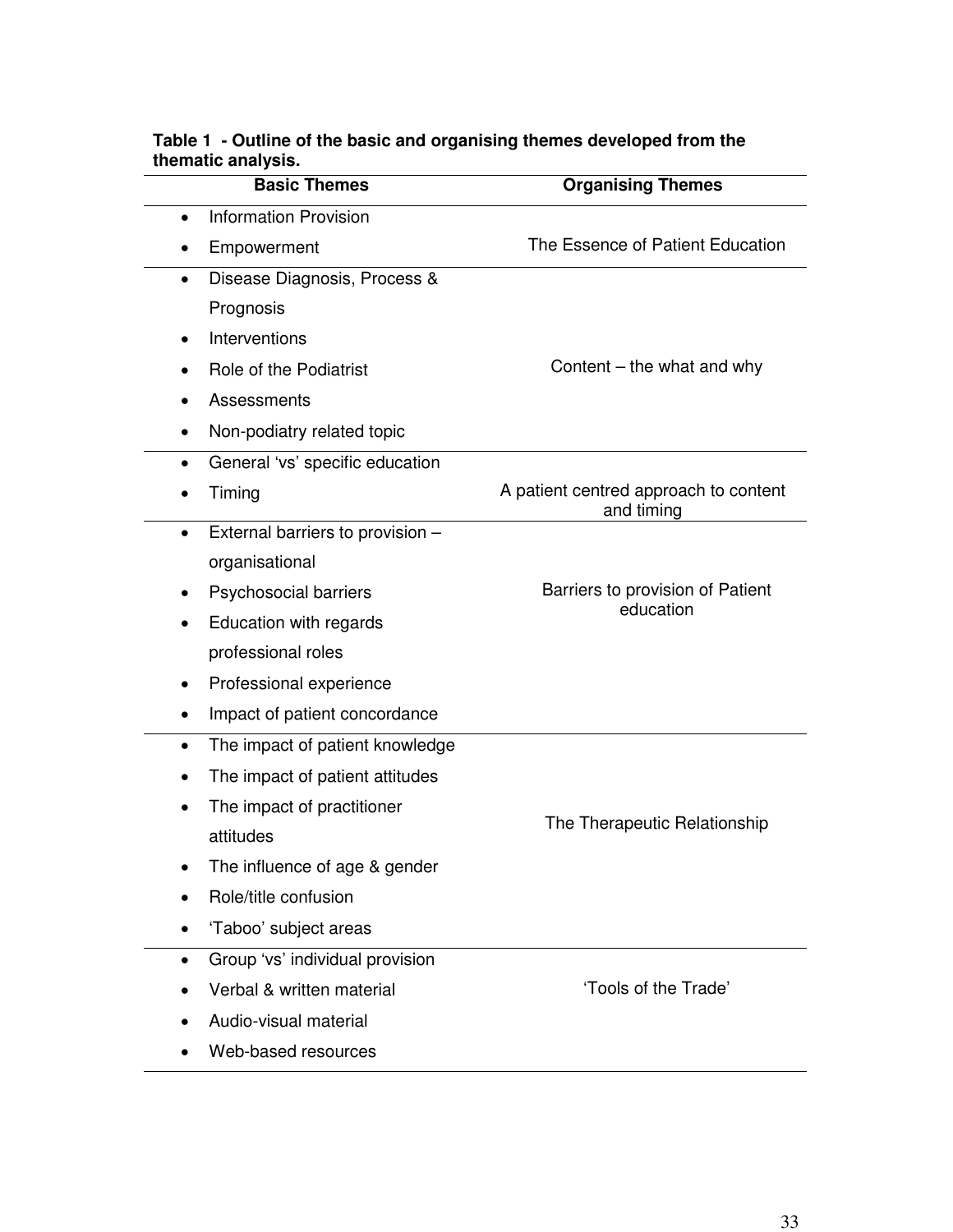**Table 1 - Outline of the basic and organising themes developed from the thematic analysis.**

| Basic Themes | Organising Themes |
|---|---|
| • Information Provision<br>• Empowerment | The Essence of Patient Education |
| • Disease Diagnosis, Process & Prognosis<br>• Interventions<br>• Role of the Podiatrist<br>• Assessments<br>• Non-podiatry related topic | Content – the what and why |
| • General 'vs' specific education<br>• Timing | A patient centred approach to content and timing |
| • External barriers to provision – organisational<br>• Psychosocial barriers<br>• Education with regards professional roles<br>• Professional experience<br>• Impact of patient concordance | Barriers to provision of Patient education |
| • The impact of patient knowledge<br>• The impact of patient attitudes<br>• The impact of practitioner attitudes<br>• The influence of age & gender<br>• Role/title confusion<br>• 'Taboo' subject areas | The Therapeutic Relationship |
| • Group 'vs' individual provision<br>• Verbal & written material<br>• Audio-visual material<br>• Web-based resources | 'Tools of the Trade' |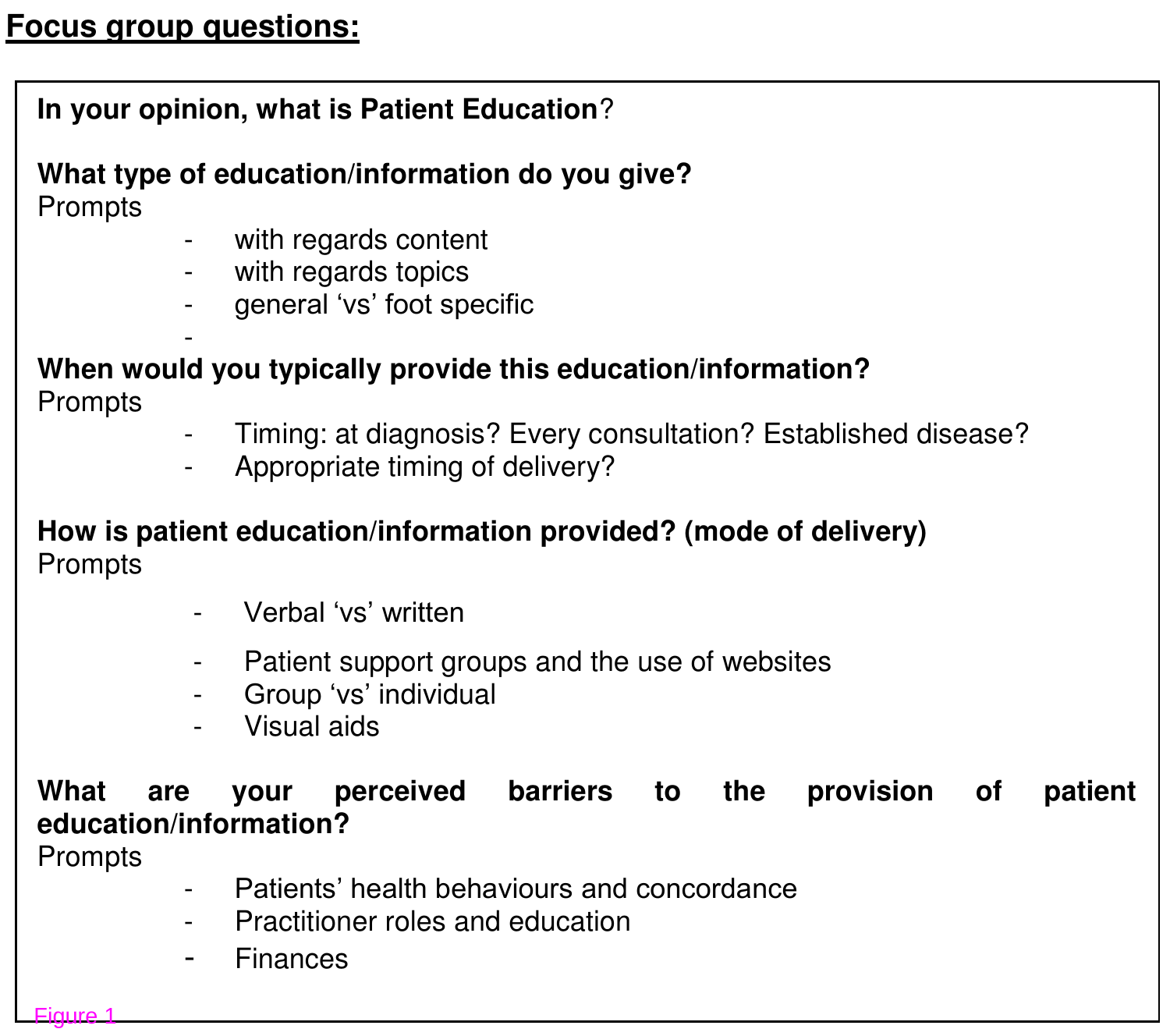## Focus group questions:

**In your opinion, what is Patient Education?**

**What type of education/information do you give?**

Prompts

- with regards content
- with regards topics
- general 'vs' foot specific
-

**When would you typically provide this education/information?**

Prompts

- Timing: at diagnosis? Every consultation? Established disease?
- Appropriate timing of delivery?

**How is patient education/information provided? (mode of delivery)**

Prompts

- Verbal 'vs' written
- Patient support groups and the use of websites
- Group 'vs' individual
- Visual aids

**What are your perceived barriers to the provision of patient education/information?**

Prompts

- Patients' health behaviours and concordance
- Practitioner roles and education
- Finances

Figure 1